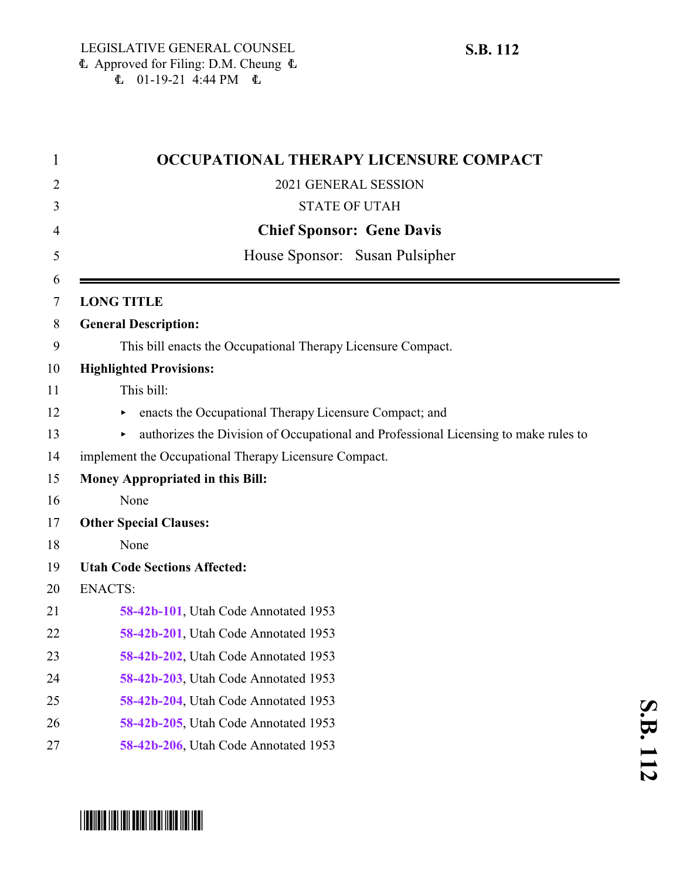LEGISLATIVE GENERAL COUNSEL
Approved for Filing: D.M. Cheung
01-19-21 4:44 PM

**S.B. 112**

# OCCUPATIONAL THERAPY LICENSURE COMPACT

2021 GENERAL SESSION

STATE OF UTAH

**Chief Sponsor: Gene Davis**

House Sponsor: Susan Pulsipher

---

**LONG TITLE**

**General Description:**

This bill enacts the Occupational Therapy Licensure Compact.

**Highlighted Provisions:**

This bill:

- enacts the Occupational Therapy Licensure Compact; and
- authorizes the Division of Occupational and Professional Licensing to make rules to implement the Occupational Therapy Licensure Compact.

**Money Appropriated in this Bill:**

None

**Other Special Clauses:**

None

**Utah Code Sections Affected:**

ENACTS:

**58-42b-101**, Utah Code Annotated 1953
**58-42b-201**, Utah Code Annotated 1953
**58-42b-202**, Utah Code Annotated 1953
**58-42b-203**, Utah Code Annotated 1953
**58-42b-204**, Utah Code Annotated 1953
**58-42b-205**, Utah Code Annotated 1953
**58-42b-206**, Utah Code Annotated 1953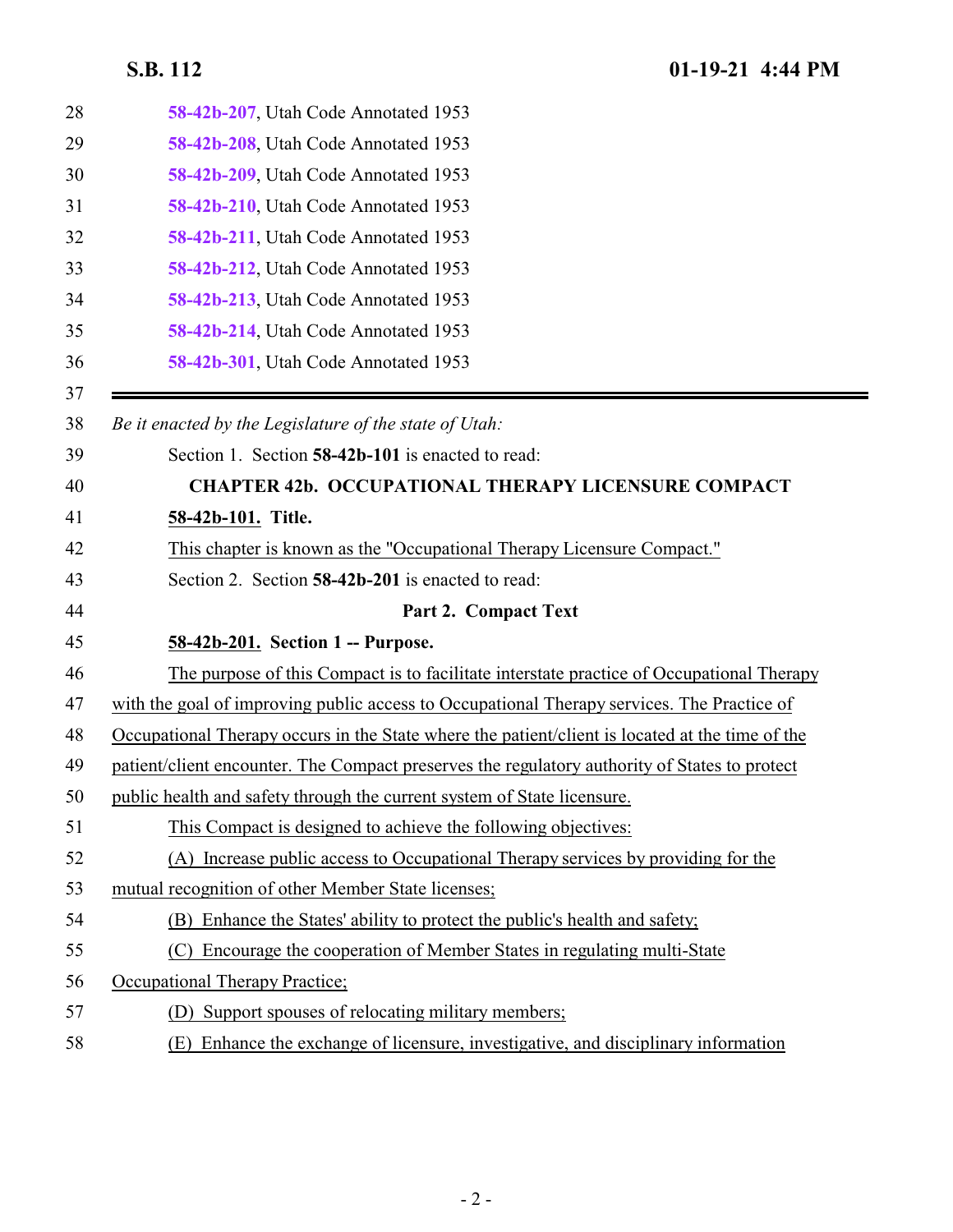58-42b-207, Utah Code Annotated 1953
58-42b-208, Utah Code Annotated 1953
58-42b-209, Utah Code Annotated 1953
58-42b-210, Utah Code Annotated 1953
58-42b-211, Utah Code Annotated 1953
58-42b-212, Utah Code Annotated 1953
58-42b-213, Utah Code Annotated 1953
58-42b-214, Utah Code Annotated 1953
58-42b-301, Utah Code Annotated 1953

---

*Be it enacted by the Legislature of the state of Utah:*

Section 1. Section **58-42b-101** is enacted to read:

## CHAPTER 42b. OCCUPATIONAL THERAPY LICENSURE COMPACT

**58-42b-101. Title.**

This chapter is known as the "Occupational Therapy Licensure Compact."

Section 2. Section **58-42b-201** is enacted to read:

### Part 2. Compact Text

**58-42b-201. Section 1 -- Purpose.**

The purpose of this Compact is to facilitate interstate practice of Occupational Therapy with the goal of improving public access to Occupational Therapy services. The Practice of Occupational Therapy occurs in the State where the patient/client is located at the time of the patient/client encounter. The Compact preserves the regulatory authority of States to protect public health and safety through the current system of State licensure.

This Compact is designed to achieve the following objectives:

(A) Increase public access to Occupational Therapy services by providing for the mutual recognition of other Member State licenses;

(B) Enhance the States' ability to protect the public's health and safety;

(C) Encourage the cooperation of Member States in regulating multi-State Occupational Therapy Practice;

(D) Support spouses of relocating military members;

(E) Enhance the exchange of licensure, investigative, and disciplinary information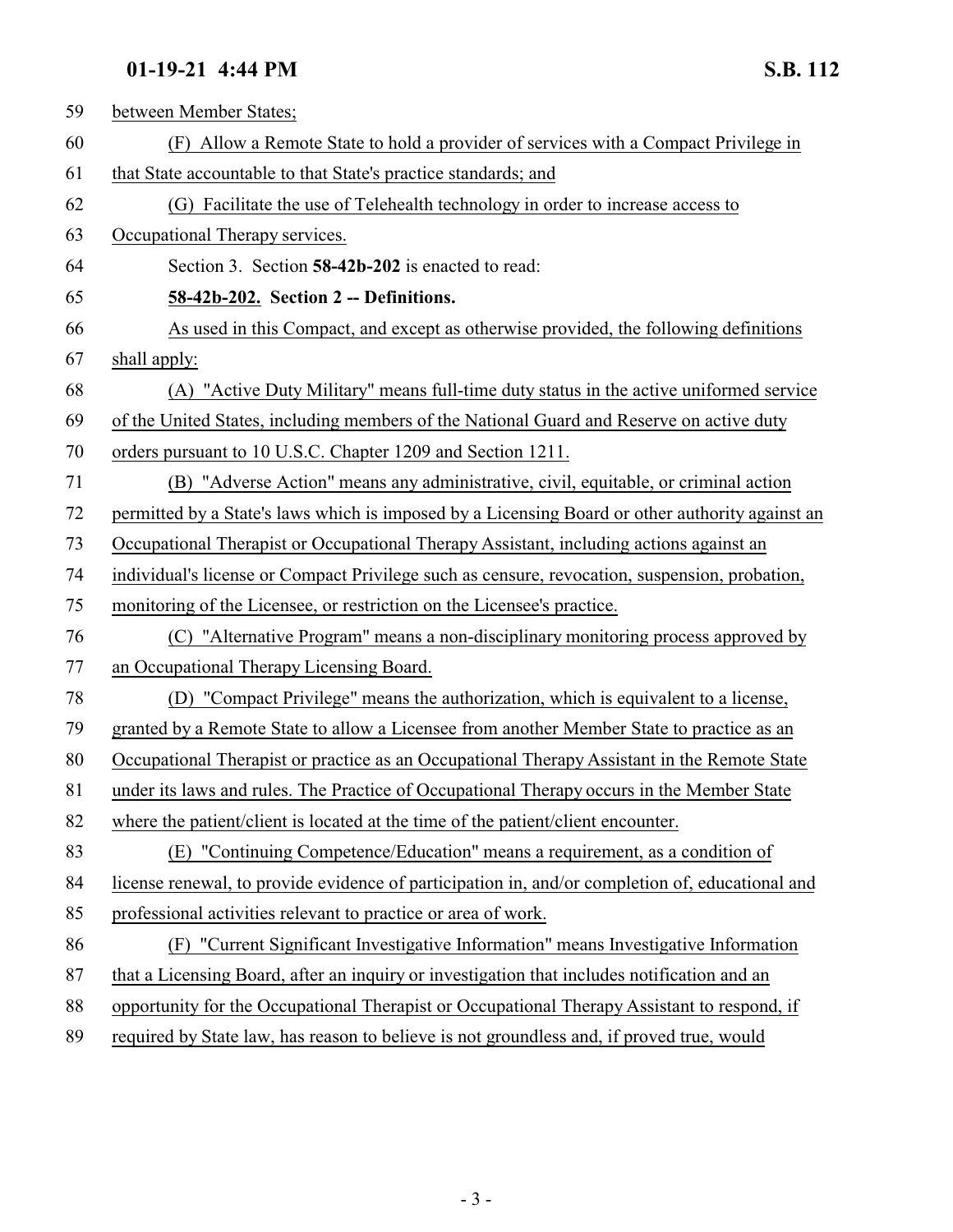between Member States;

(F) Allow a Remote State to hold a provider of services with a Compact Privilege in that State accountable to that State's practice standards; and

(G) Facilitate the use of Telehealth technology in order to increase access to Occupational Therapy services.

Section 3. Section **58-42b-202** is enacted to read:

**58-42b-202. Section 2 -- Definitions.**

As used in this Compact, and except as otherwise provided, the following definitions shall apply:

(A) "Active Duty Military" means full-time duty status in the active uniformed service of the United States, including members of the National Guard and Reserve on active duty orders pursuant to 10 U.S.C. Chapter 1209 and Section 1211.

(B) "Adverse Action" means any administrative, civil, equitable, or criminal action permitted by a State's laws which is imposed by a Licensing Board or other authority against an Occupational Therapist or Occupational Therapy Assistant, including actions against an individual's license or Compact Privilege such as censure, revocation, suspension, probation, monitoring of the Licensee, or restriction on the Licensee's practice.

(C) "Alternative Program" means a non-disciplinary monitoring process approved by an Occupational Therapy Licensing Board.

(D) "Compact Privilege" means the authorization, which is equivalent to a license, granted by a Remote State to allow a Licensee from another Member State to practice as an Occupational Therapist or practice as an Occupational Therapy Assistant in the Remote State under its laws and rules. The Practice of Occupational Therapy occurs in the Member State where the patient/client is located at the time of the patient/client encounter.

(E) "Continuing Competence/Education" means a requirement, as a condition of license renewal, to provide evidence of participation in, and/or completion of, educational and professional activities relevant to practice or area of work.

(F) "Current Significant Investigative Information" means Investigative Information that a Licensing Board, after an inquiry or investigation that includes notification and an opportunity for the Occupational Therapist or Occupational Therapy Assistant to respond, if required by State law, has reason to believe is not groundless and, if proved true, would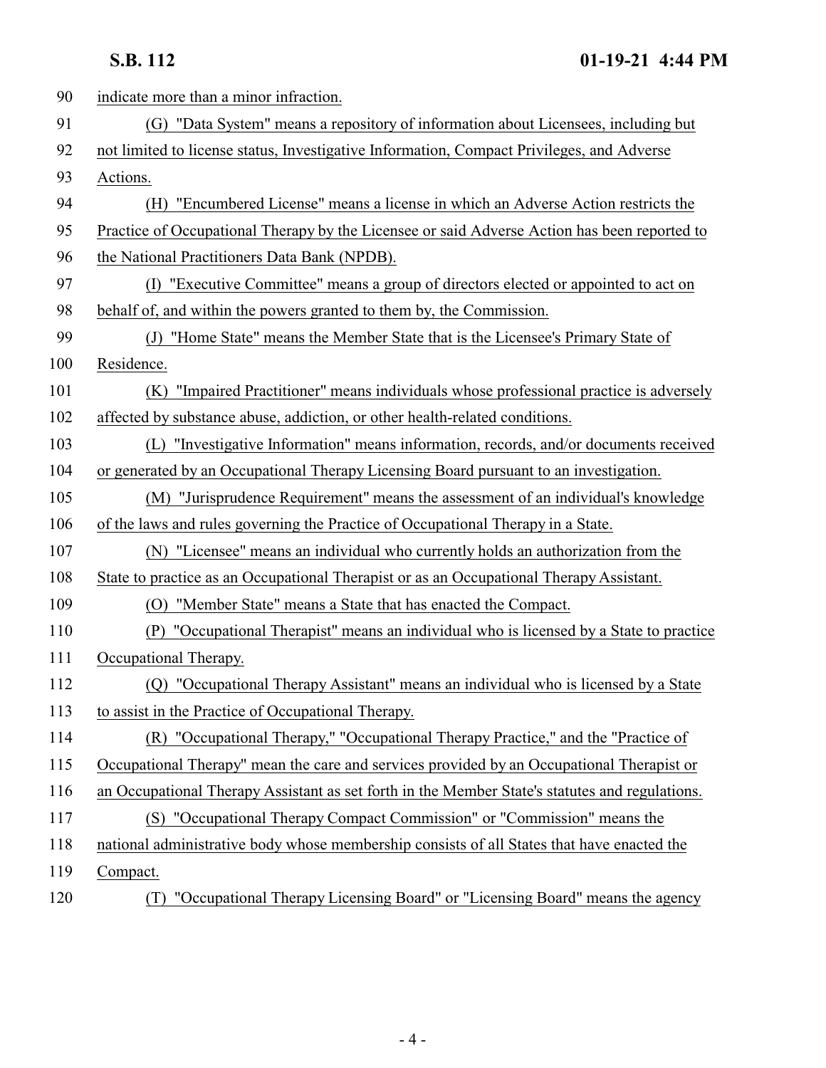indicate more than a minor infraction.

(G) "Data System" means a repository of information about Licensees, including but not limited to license status, Investigative Information, Compact Privileges, and Adverse Actions.

(H) "Encumbered License" means a license in which an Adverse Action restricts the Practice of Occupational Therapy by the Licensee or said Adverse Action has been reported to the National Practitioners Data Bank (NPDB).

(I) "Executive Committee" means a group of directors elected or appointed to act on behalf of, and within the powers granted to them by, the Commission.

(J) "Home State" means the Member State that is the Licensee's Primary State of Residence.

(K) "Impaired Practitioner" means individuals whose professional practice is adversely affected by substance abuse, addiction, or other health-related conditions.

(L) "Investigative Information" means information, records, and/or documents received or generated by an Occupational Therapy Licensing Board pursuant to an investigation.

(M) "Jurisprudence Requirement" means the assessment of an individual's knowledge of the laws and rules governing the Practice of Occupational Therapy in a State.

(N) "Licensee" means an individual who currently holds an authorization from the State to practice as an Occupational Therapist or as an Occupational Therapy Assistant.

(O) "Member State" means a State that has enacted the Compact.

(P) "Occupational Therapist" means an individual who is licensed by a State to practice Occupational Therapy.

(Q) "Occupational Therapy Assistant" means an individual who is licensed by a State to assist in the Practice of Occupational Therapy.

(R) "Occupational Therapy," "Occupational Therapy Practice," and the "Practice of Occupational Therapy" mean the care and services provided by an Occupational Therapist or an Occupational Therapy Assistant as set forth in the Member State's statutes and regulations.

(S) "Occupational Therapy Compact Commission" or "Commission" means the national administrative body whose membership consists of all States that have enacted the Compact.

(T) "Occupational Therapy Licensing Board" or "Licensing Board" means the agency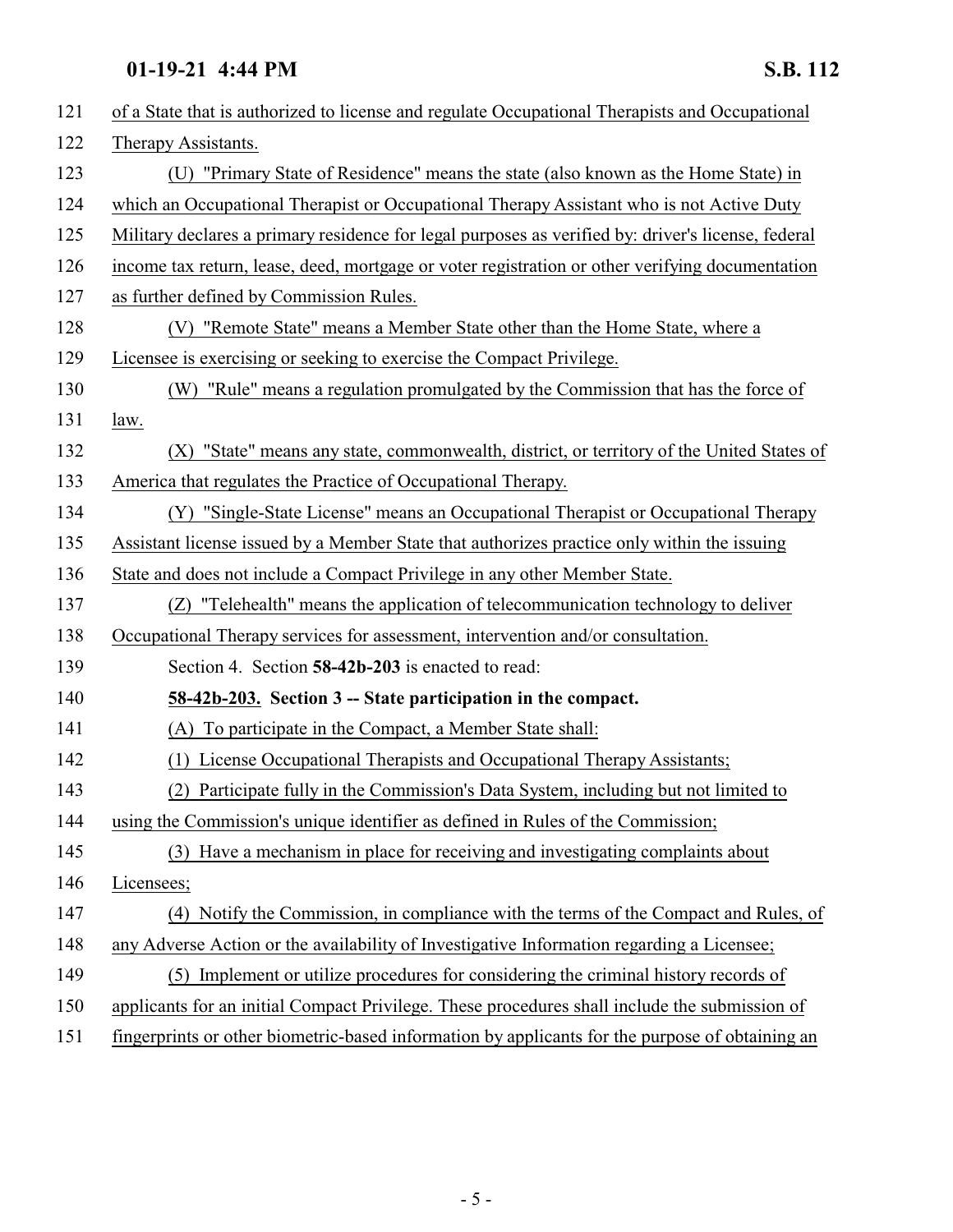of a State that is authorized to license and regulate Occupational Therapists and Occupational Therapy Assistants.

(U) "Primary State of Residence" means the state (also known as the Home State) in which an Occupational Therapist or Occupational Therapy Assistant who is not Active Duty Military declares a primary residence for legal purposes as verified by: driver's license, federal income tax return, lease, deed, mortgage or voter registration or other verifying documentation as further defined by Commission Rules.

(V) "Remote State" means a Member State other than the Home State, where a Licensee is exercising or seeking to exercise the Compact Privilege.

(W) "Rule" means a regulation promulgated by the Commission that has the force of law.

(X) "State" means any state, commonwealth, district, or territory of the United States of America that regulates the Practice of Occupational Therapy.

(Y) "Single-State License" means an Occupational Therapist or Occupational Therapy Assistant license issued by a Member State that authorizes practice only within the issuing State and does not include a Compact Privilege in any other Member State.

(Z) "Telehealth" means the application of telecommunication technology to deliver Occupational Therapy services for assessment, intervention and/or consultation.

Section 4. Section **58-42b-203** is enacted to read:

**58-42b-203. Section 3 -- State participation in the compact.**

(A) To participate in the Compact, a Member State shall:

(1) License Occupational Therapists and Occupational Therapy Assistants;

(2) Participate fully in the Commission's Data System, including but not limited to using the Commission's unique identifier as defined in Rules of the Commission;

(3) Have a mechanism in place for receiving and investigating complaints about Licensees;

(4) Notify the Commission, in compliance with the terms of the Compact and Rules, of any Adverse Action or the availability of Investigative Information regarding a Licensee;

(5) Implement or utilize procedures for considering the criminal history records of applicants for an initial Compact Privilege. These procedures shall include the submission of fingerprints or other biometric-based information by applicants for the purpose of obtaining an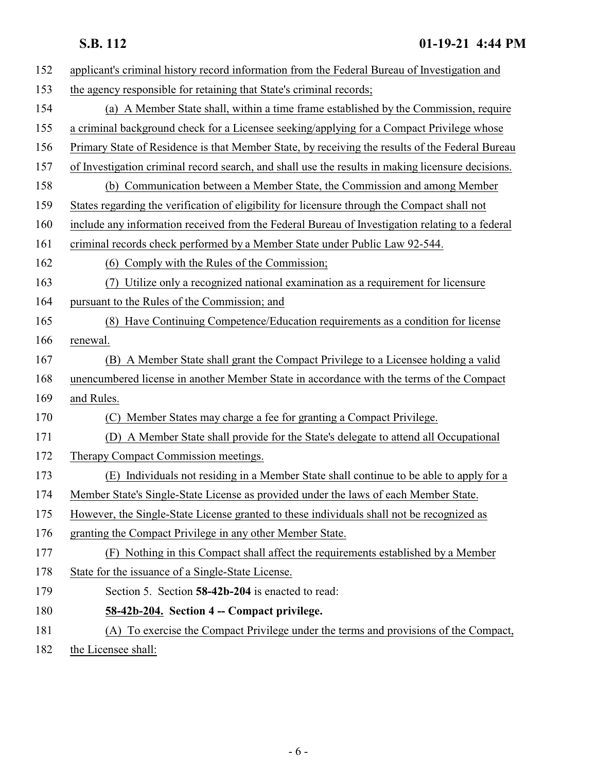applicant's criminal history record information from the Federal Bureau of Investigation and the agency responsible for retaining that State's criminal records;

(a) A Member State shall, within a time frame established by the Commission, require a criminal background check for a Licensee seeking/applying for a Compact Privilege whose Primary State of Residence is that Member State, by receiving the results of the Federal Bureau of Investigation criminal record search, and shall use the results in making licensure decisions.

(b) Communication between a Member State, the Commission and among Member States regarding the verification of eligibility for licensure through the Compact shall not include any information received from the Federal Bureau of Investigation relating to a federal criminal records check performed by a Member State under Public Law 92-544.

(6) Comply with the Rules of the Commission;

(7) Utilize only a recognized national examination as a requirement for licensure pursuant to the Rules of the Commission; and

(8) Have Continuing Competence/Education requirements as a condition for license renewal.

(B) A Member State shall grant the Compact Privilege to a Licensee holding a valid unencumbered license in another Member State in accordance with the terms of the Compact and Rules.

(C) Member States may charge a fee for granting a Compact Privilege.

(D) A Member State shall provide for the State's delegate to attend all Occupational Therapy Compact Commission meetings.

(E) Individuals not residing in a Member State shall continue to be able to apply for a Member State's Single-State License as provided under the laws of each Member State. However, the Single-State License granted to these individuals shall not be recognized as granting the Compact Privilege in any other Member State.

(F) Nothing in this Compact shall affect the requirements established by a Member State for the issuance of a Single-State License.

Section 5. Section **58-42b-204** is enacted to read:

**58-42b-204. Section 4 -- Compact privilege.**

(A) To exercise the Compact Privilege under the terms and provisions of the Compact, the Licensee shall: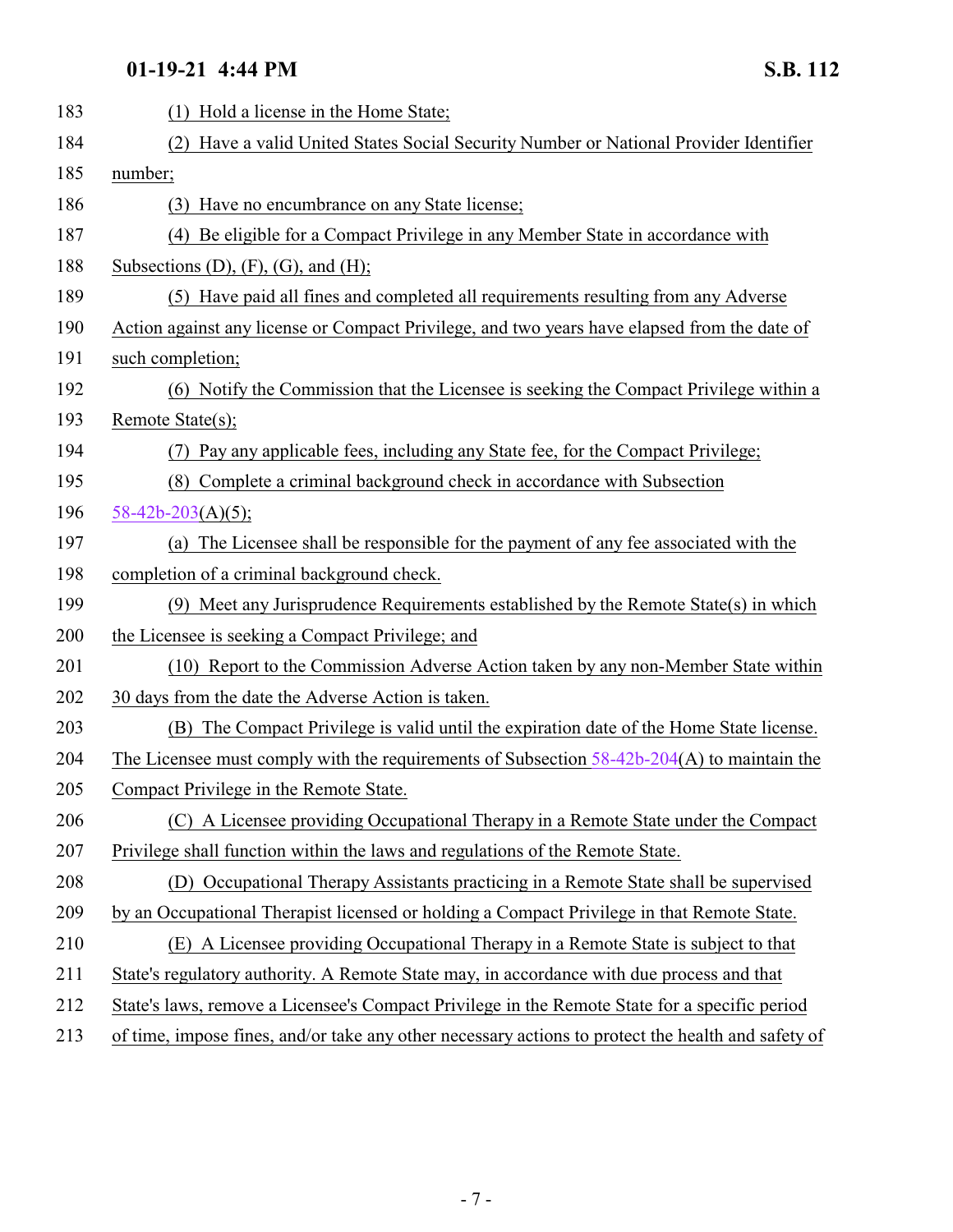(1) Hold a license in the Home State;

(2) Have a valid United States Social Security Number or National Provider Identifier number;

(3) Have no encumbrance on any State license;

(4) Be eligible for a Compact Privilege in any Member State in accordance with Subsections (D), (F), (G), and (H);

(5) Have paid all fines and completed all requirements resulting from any Adverse Action against any license or Compact Privilege, and two years have elapsed from the date of such completion;

(6) Notify the Commission that the Licensee is seeking the Compact Privilege within a Remote State(s);

(7) Pay any applicable fees, including any State fee, for the Compact Privilege;

(8) Complete a criminal background check in accordance with Subsection 58-42b-203(A)(5);

(a) The Licensee shall be responsible for the payment of any fee associated with the completion of a criminal background check.

(9) Meet any Jurisprudence Requirements established by the Remote State(s) in which the Licensee is seeking a Compact Privilege; and

(10) Report to the Commission Adverse Action taken by any non-Member State within 30 days from the date the Adverse Action is taken.

(B) The Compact Privilege is valid until the expiration date of the Home State license. The Licensee must comply with the requirements of Subsection 58-42b-204(A) to maintain the Compact Privilege in the Remote State.

(C) A Licensee providing Occupational Therapy in a Remote State under the Compact Privilege shall function within the laws and regulations of the Remote State.

(D) Occupational Therapy Assistants practicing in a Remote State shall be supervised by an Occupational Therapist licensed or holding a Compact Privilege in that Remote State.

(E) A Licensee providing Occupational Therapy in a Remote State is subject to that State's regulatory authority. A Remote State may, in accordance with due process and that State's laws, remove a Licensee's Compact Privilege in the Remote State for a specific period of time, impose fines, and/or take any other necessary actions to protect the health and safety of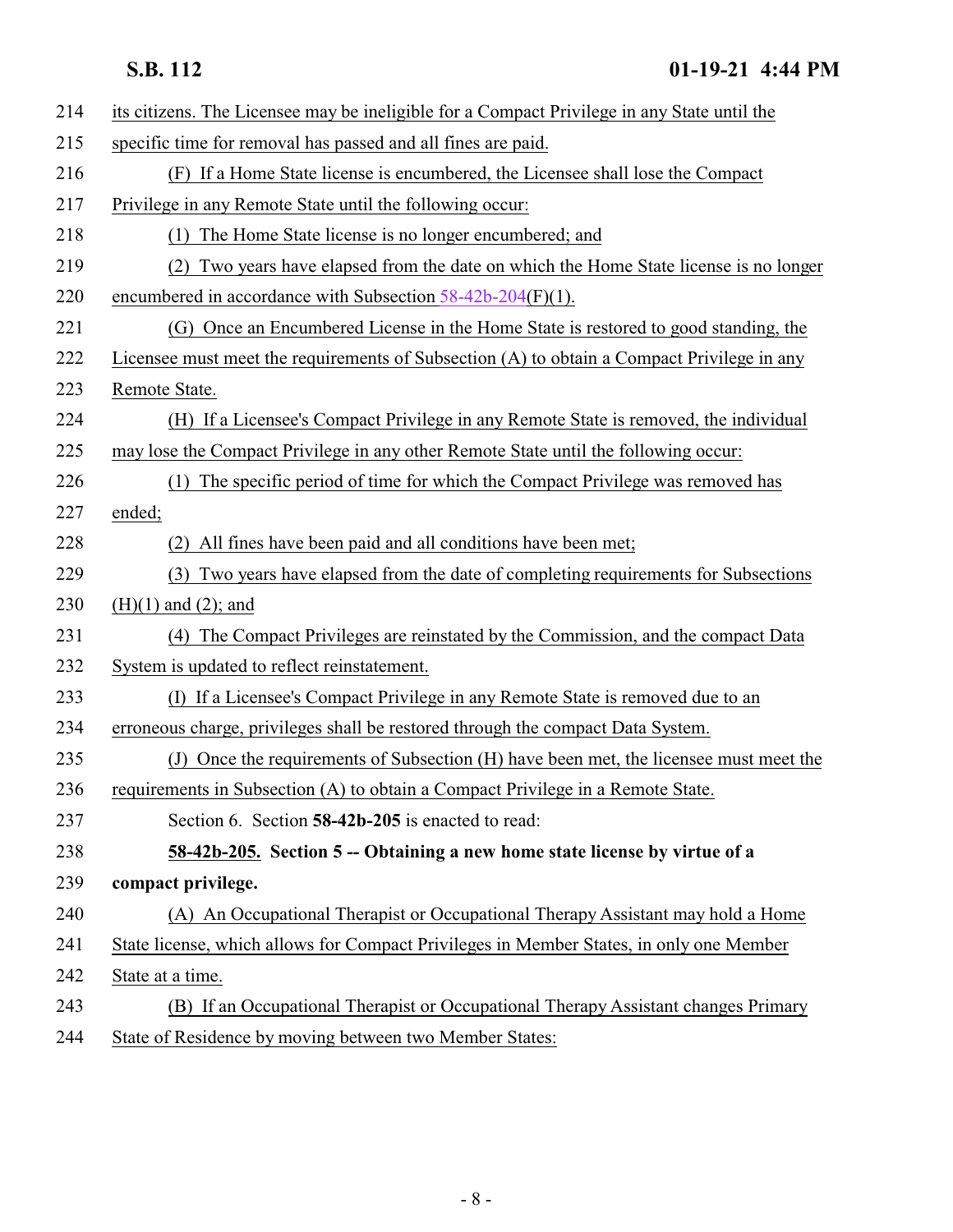its citizens. The Licensee may be ineligible for a Compact Privilege in any State until the specific time for removal has passed and all fines are paid.

(F) If a Home State license is encumbered, the Licensee shall lose the Compact Privilege in any Remote State until the following occur:

(1) The Home State license is no longer encumbered; and

(2) Two years have elapsed from the date on which the Home State license is no longer encumbered in accordance with Subsection 58-42b-204(F)(1).

(G) Once an Encumbered License in the Home State is restored to good standing, the Licensee must meet the requirements of Subsection (A) to obtain a Compact Privilege in any Remote State.

(H) If a Licensee's Compact Privilege in any Remote State is removed, the individual may lose the Compact Privilege in any other Remote State until the following occur:

(1) The specific period of time for which the Compact Privilege was removed has ended;

(2) All fines have been paid and all conditions have been met;

(3) Two years have elapsed from the date of completing requirements for Subsections (H)(1) and (2); and

(4) The Compact Privileges are reinstated by the Commission, and the compact Data System is updated to reflect reinstatement.

(I) If a Licensee's Compact Privilege in any Remote State is removed due to an erroneous charge, privileges shall be restored through the compact Data System.

(J) Once the requirements of Subsection (H) have been met, the licensee must meet the requirements in Subsection (A) to obtain a Compact Privilege in a Remote State.

Section 6. Section **58-42b-205** is enacted to read:

**58-42b-205. Section 5 -- Obtaining a new home state license by virtue of a compact privilege.**

(A) An Occupational Therapist or Occupational Therapy Assistant may hold a Home State license, which allows for Compact Privileges in Member States, in only one Member State at a time.

(B) If an Occupational Therapist or Occupational Therapy Assistant changes Primary State of Residence by moving between two Member States: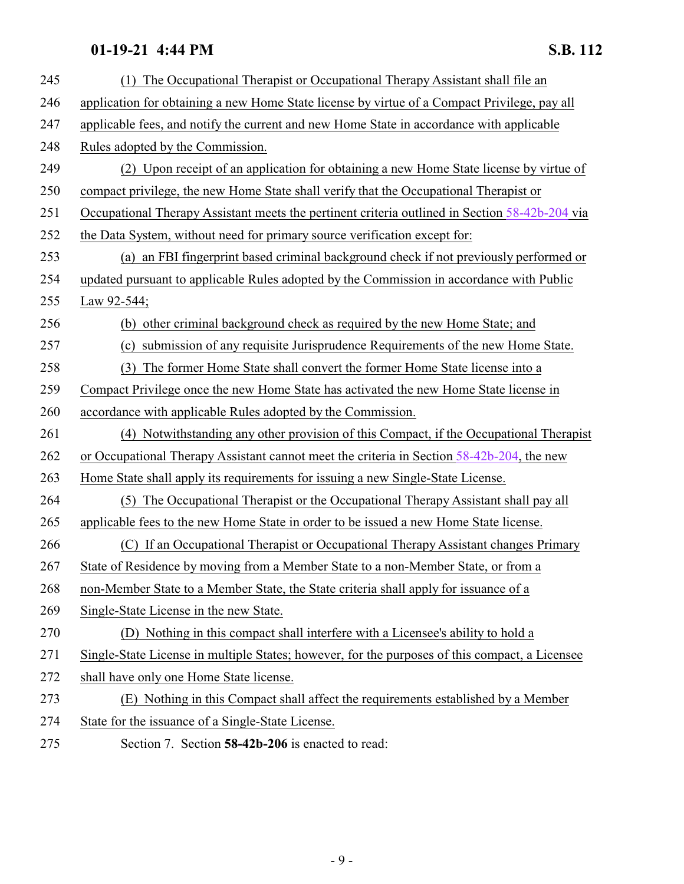(1) The Occupational Therapist or Occupational Therapy Assistant shall file an application for obtaining a new Home State license by virtue of a Compact Privilege, pay all applicable fees, and notify the current and new Home State in accordance with applicable Rules adopted by the Commission.

(2) Upon receipt of an application for obtaining a new Home State license by virtue of compact privilege, the new Home State shall verify that the Occupational Therapist or Occupational Therapy Assistant meets the pertinent criteria outlined in Section 58-42b-204 via the Data System, without need for primary source verification except for:

(a) an FBI fingerprint based criminal background check if not previously performed or updated pursuant to applicable Rules adopted by the Commission in accordance with Public Law 92-544;

(b) other criminal background check as required by the new Home State; and

(c) submission of any requisite Jurisprudence Requirements of the new Home State.

(3) The former Home State shall convert the former Home State license into a Compact Privilege once the new Home State has activated the new Home State license in accordance with applicable Rules adopted by the Commission.

(4) Notwithstanding any other provision of this Compact, if the Occupational Therapist or Occupational Therapy Assistant cannot meet the criteria in Section 58-42b-204, the new Home State shall apply its requirements for issuing a new Single-State License.

(5) The Occupational Therapist or the Occupational Therapy Assistant shall pay all applicable fees to the new Home State in order to be issued a new Home State license.

(C) If an Occupational Therapist or Occupational Therapy Assistant changes Primary State of Residence by moving from a Member State to a non-Member State, or from a non-Member State to a Member State, the State criteria shall apply for issuance of a Single-State License in the new State.

(D) Nothing in this compact shall interfere with a Licensee's ability to hold a Single-State License in multiple States; however, for the purposes of this compact, a Licensee shall have only one Home State license.

(E) Nothing in this Compact shall affect the requirements established by a Member State for the issuance of a Single-State License.

Section 7. Section **58-42b-206** is enacted to read: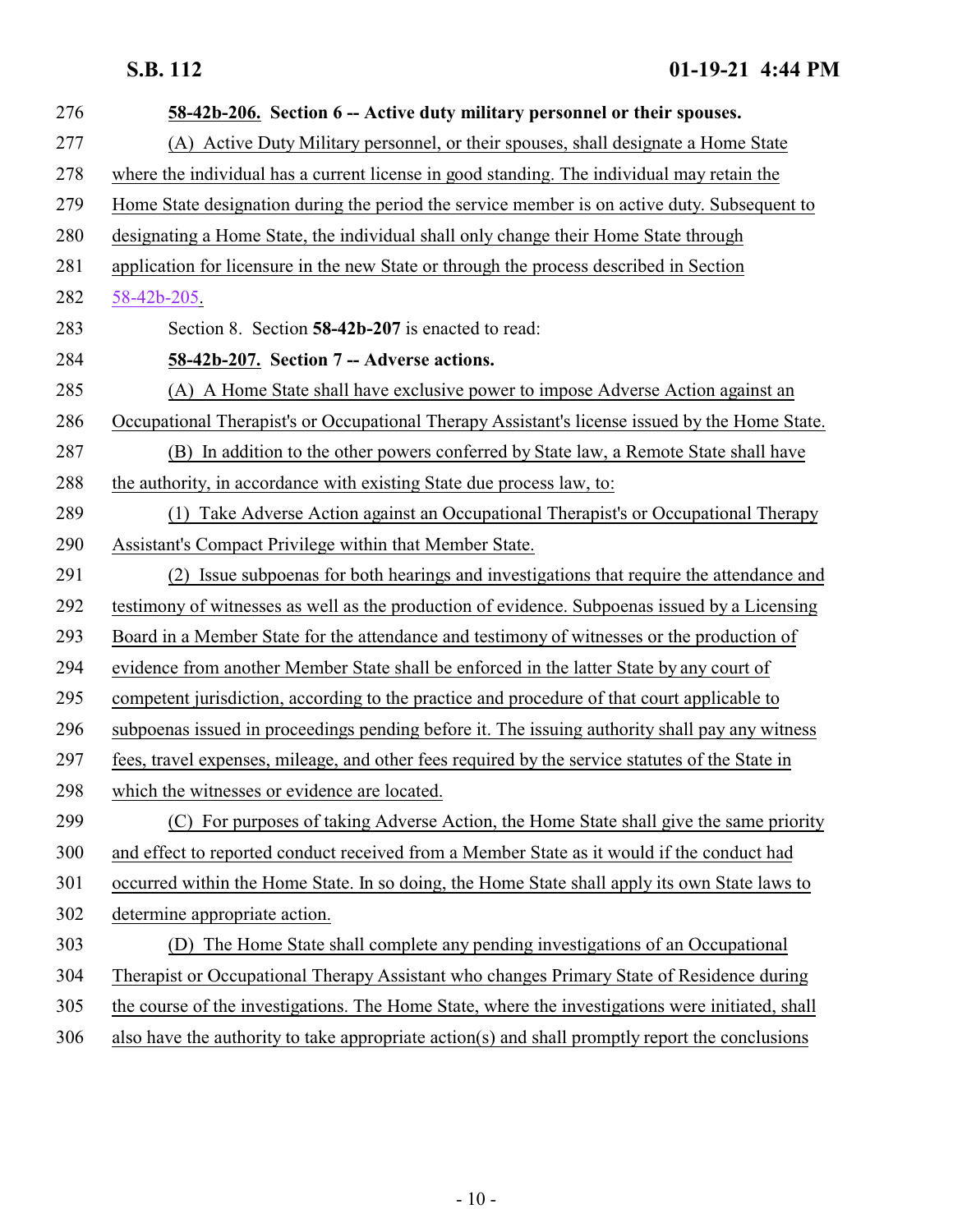**58-42b-206. Section 6 -- Active duty military personnel or their spouses.**

(A) Active Duty Military personnel, or their spouses, shall designate a Home State where the individual has a current license in good standing. The individual may retain the Home State designation during the period the service member is on active duty. Subsequent to designating a Home State, the individual shall only change their Home State through application for licensure in the new State or through the process described in Section 58-42b-205.

Section 8. Section **58-42b-207** is enacted to read:

**58-42b-207. Section 7 -- Adverse actions.**

(A) A Home State shall have exclusive power to impose Adverse Action against an Occupational Therapist's or Occupational Therapy Assistant's license issued by the Home State.

(B) In addition to the other powers conferred by State law, a Remote State shall have the authority, in accordance with existing State due process law, to:

(1) Take Adverse Action against an Occupational Therapist's or Occupational Therapy Assistant's Compact Privilege within that Member State.

(2) Issue subpoenas for both hearings and investigations that require the attendance and testimony of witnesses as well as the production of evidence. Subpoenas issued by a Licensing Board in a Member State for the attendance and testimony of witnesses or the production of evidence from another Member State shall be enforced in the latter State by any court of competent jurisdiction, according to the practice and procedure of that court applicable to subpoenas issued in proceedings pending before it. The issuing authority shall pay any witness fees, travel expenses, mileage, and other fees required by the service statutes of the State in which the witnesses or evidence are located.

(C) For purposes of taking Adverse Action, the Home State shall give the same priority and effect to reported conduct received from a Member State as it would if the conduct had occurred within the Home State. In so doing, the Home State shall apply its own State laws to determine appropriate action.

(D) The Home State shall complete any pending investigations of an Occupational Therapist or Occupational Therapy Assistant who changes Primary State of Residence during the course of the investigations. The Home State, where the investigations were initiated, shall also have the authority to take appropriate action(s) and shall promptly report the conclusions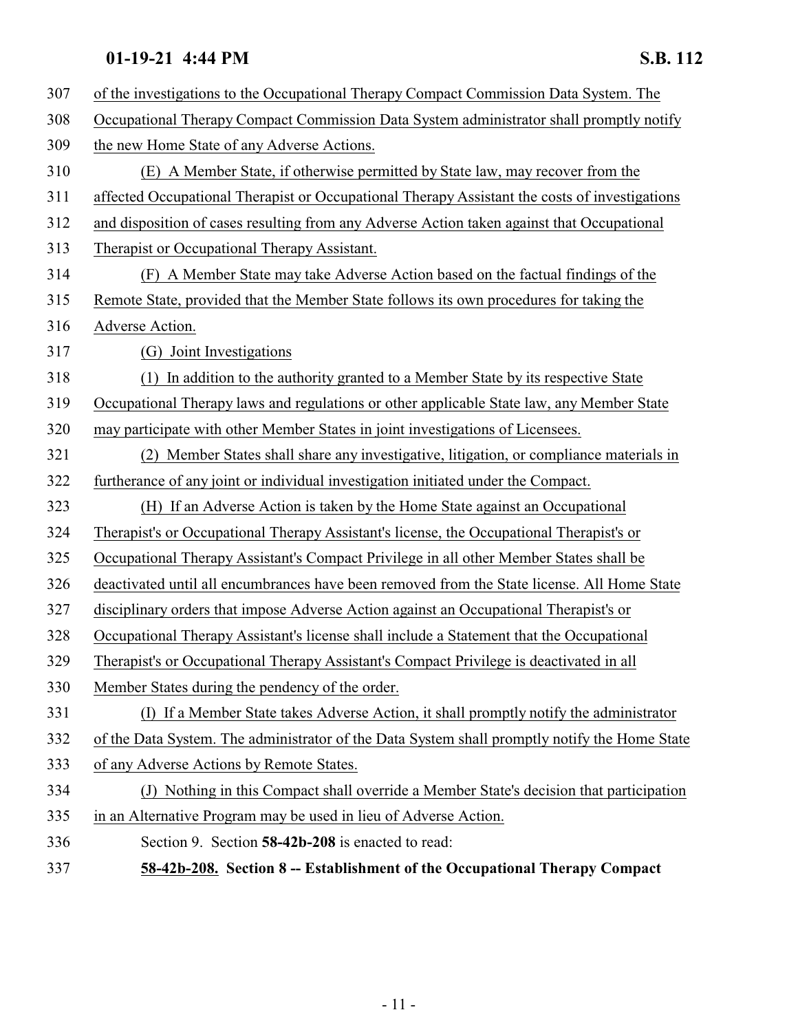of the investigations to the Occupational Therapy Compact Commission Data System. The Occupational Therapy Compact Commission Data System administrator shall promptly notify the new Home State of any Adverse Actions.

(E) A Member State, if otherwise permitted by State law, may recover from the affected Occupational Therapist or Occupational Therapy Assistant the costs of investigations and disposition of cases resulting from any Adverse Action taken against that Occupational Therapist or Occupational Therapy Assistant.

(F) A Member State may take Adverse Action based on the factual findings of the Remote State, provided that the Member State follows its own procedures for taking the Adverse Action.

(G) Joint Investigations

(1) In addition to the authority granted to a Member State by its respective State Occupational Therapy laws and regulations or other applicable State law, any Member State may participate with other Member States in joint investigations of Licensees.

(2) Member States shall share any investigative, litigation, or compliance materials in furtherance of any joint or individual investigation initiated under the Compact.

(H) If an Adverse Action is taken by the Home State against an Occupational Therapist's or Occupational Therapy Assistant's license, the Occupational Therapist's or Occupational Therapy Assistant's Compact Privilege in all other Member States shall be deactivated until all encumbrances have been removed from the State license. All Home State disciplinary orders that impose Adverse Action against an Occupational Therapist's or Occupational Therapy Assistant's license shall include a Statement that the Occupational Therapist's or Occupational Therapy Assistant's Compact Privilege is deactivated in all Member States during the pendency of the order.

(I) If a Member State takes Adverse Action, it shall promptly notify the administrator of the Data System. The administrator of the Data System shall promptly notify the Home State of any Adverse Actions by Remote States.

(J) Nothing in this Compact shall override a Member State's decision that participation in an Alternative Program may be used in lieu of Adverse Action.

Section 9. Section **58-42b-208** is enacted to read:

**58-42b-208. Section 8 -- Establishment of the Occupational Therapy Compact**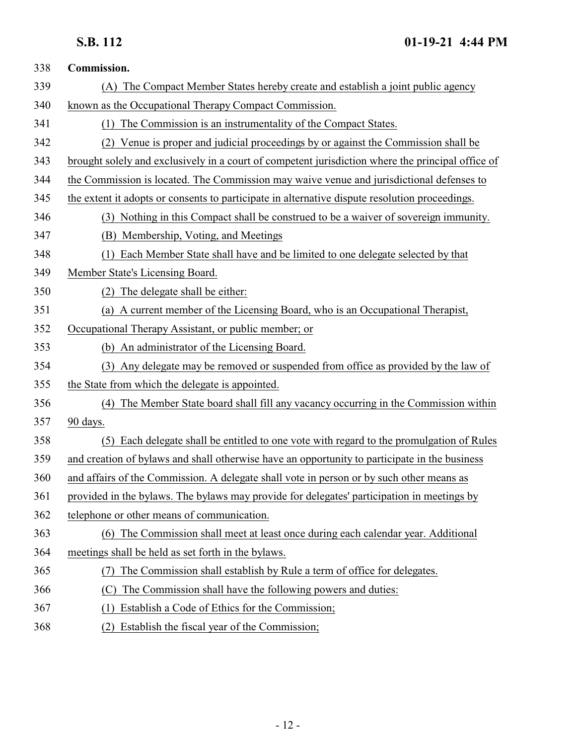**Commission.**

(A) The Compact Member States hereby create and establish a joint public agency known as the Occupational Therapy Compact Commission.

(1) The Commission is an instrumentality of the Compact States.

(2) Venue is proper and judicial proceedings by or against the Commission shall be brought solely and exclusively in a court of competent jurisdiction where the principal office of the Commission is located. The Commission may waive venue and jurisdictional defenses to the extent it adopts or consents to participate in alternative dispute resolution proceedings.

(3) Nothing in this Compact shall be construed to be a waiver of sovereign immunity.

(B) Membership, Voting, and Meetings

(1) Each Member State shall have and be limited to one delegate selected by that Member State's Licensing Board.

(2) The delegate shall be either:

(a) A current member of the Licensing Board, who is an Occupational Therapist, Occupational Therapy Assistant, or public member; or

(b) An administrator of the Licensing Board.

(3) Any delegate may be removed or suspended from office as provided by the law of the State from which the delegate is appointed.

(4) The Member State board shall fill any vacancy occurring in the Commission within 90 days.

(5) Each delegate shall be entitled to one vote with regard to the promulgation of Rules and creation of bylaws and shall otherwise have an opportunity to participate in the business and affairs of the Commission. A delegate shall vote in person or by such other means as provided in the bylaws. The bylaws may provide for delegates' participation in meetings by telephone or other means of communication.

(6) The Commission shall meet at least once during each calendar year. Additional meetings shall be held as set forth in the bylaws.

(7) The Commission shall establish by Rule a term of office for delegates.

(C) The Commission shall have the following powers and duties:

(1) Establish a Code of Ethics for the Commission;

(2) Establish the fiscal year of the Commission;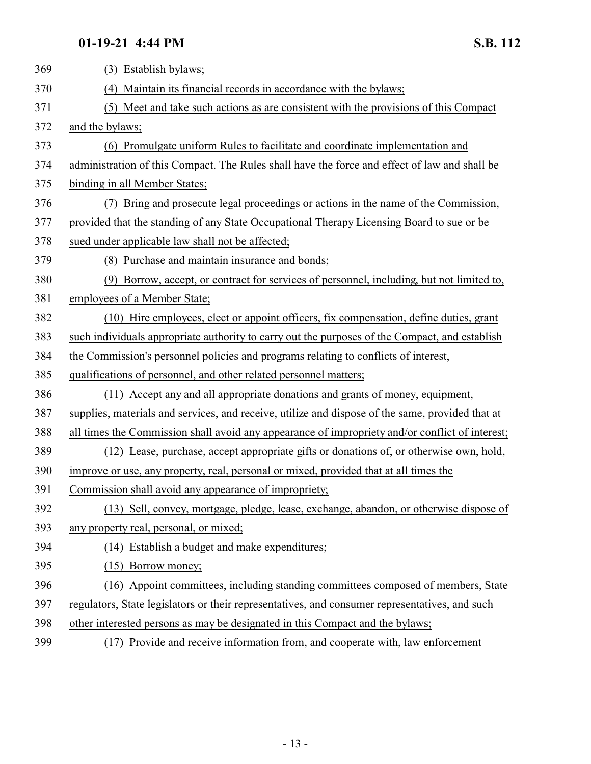(3) Establish bylaws;

(4) Maintain its financial records in accordance with the bylaws;

(5) Meet and take such actions as are consistent with the provisions of this Compact and the bylaws;

(6) Promulgate uniform Rules to facilitate and coordinate implementation and administration of this Compact. The Rules shall have the force and effect of law and shall be binding in all Member States;

(7) Bring and prosecute legal proceedings or actions in the name of the Commission, provided that the standing of any State Occupational Therapy Licensing Board to sue or be sued under applicable law shall not be affected;

(8) Purchase and maintain insurance and bonds;

(9) Borrow, accept, or contract for services of personnel, including, but not limited to, employees of a Member State;

(10) Hire employees, elect or appoint officers, fix compensation, define duties, grant such individuals appropriate authority to carry out the purposes of the Compact, and establish the Commission's personnel policies and programs relating to conflicts of interest, qualifications of personnel, and other related personnel matters;

(11) Accept any and all appropriate donations and grants of money, equipment, supplies, materials and services, and receive, utilize and dispose of the same, provided that at all times the Commission shall avoid any appearance of impropriety and/or conflict of interest;

(12) Lease, purchase, accept appropriate gifts or donations of, or otherwise own, hold, improve or use, any property, real, personal or mixed, provided that at all times the Commission shall avoid any appearance of impropriety;

(13) Sell, convey, mortgage, pledge, lease, exchange, abandon, or otherwise dispose of any property real, personal, or mixed;

(14) Establish a budget and make expenditures;

(15) Borrow money;

(16) Appoint committees, including standing committees composed of members, State regulators, State legislators or their representatives, and consumer representatives, and such other interested persons as may be designated in this Compact and the bylaws;

(17) Provide and receive information from, and cooperate with, law enforcement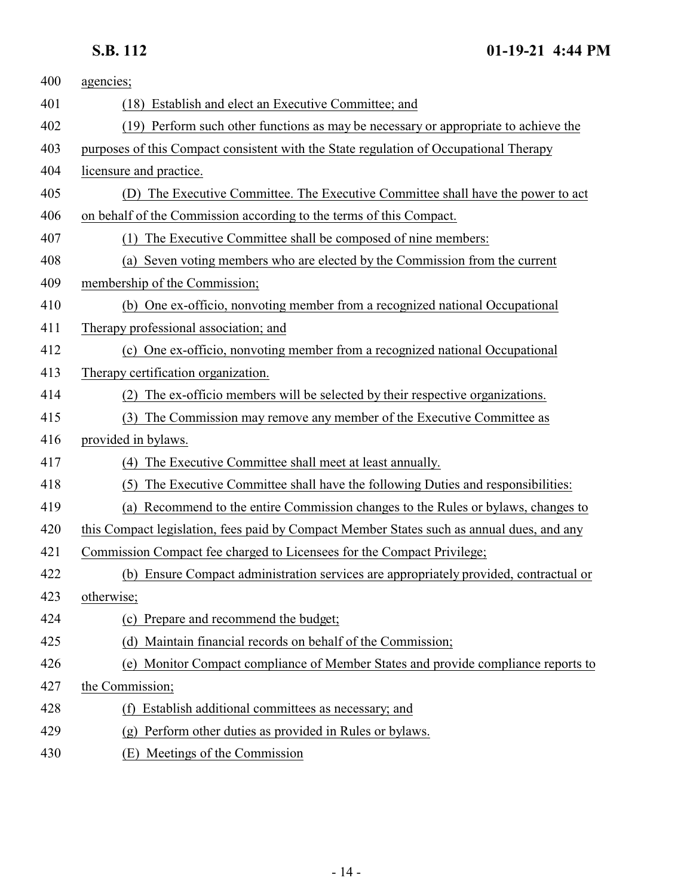agencies;

(18) Establish and elect an Executive Committee; and

(19) Perform such other functions as may be necessary or appropriate to achieve the purposes of this Compact consistent with the State regulation of Occupational Therapy licensure and practice.

(D) The Executive Committee. The Executive Committee shall have the power to act on behalf of the Commission according to the terms of this Compact.

(1) The Executive Committee shall be composed of nine members:

(a) Seven voting members who are elected by the Commission from the current membership of the Commission;

(b) One ex-officio, nonvoting member from a recognized national Occupational Therapy professional association; and

(c) One ex-officio, nonvoting member from a recognized national Occupational Therapy certification organization.

(2) The ex-officio members will be selected by their respective organizations.

(3) The Commission may remove any member of the Executive Committee as provided in bylaws.

(4) The Executive Committee shall meet at least annually.

(5) The Executive Committee shall have the following Duties and responsibilities:

(a) Recommend to the entire Commission changes to the Rules or bylaws, changes to this Compact legislation, fees paid by Compact Member States such as annual dues, and any Commission Compact fee charged to Licensees for the Compact Privilege;

(b) Ensure Compact administration services are appropriately provided, contractual or otherwise;

(c) Prepare and recommend the budget;

(d) Maintain financial records on behalf of the Commission;

(e) Monitor Compact compliance of Member States and provide compliance reports to the Commission;

(f) Establish additional committees as necessary; and

(g) Perform other duties as provided in Rules or bylaws.

(E) Meetings of the Commission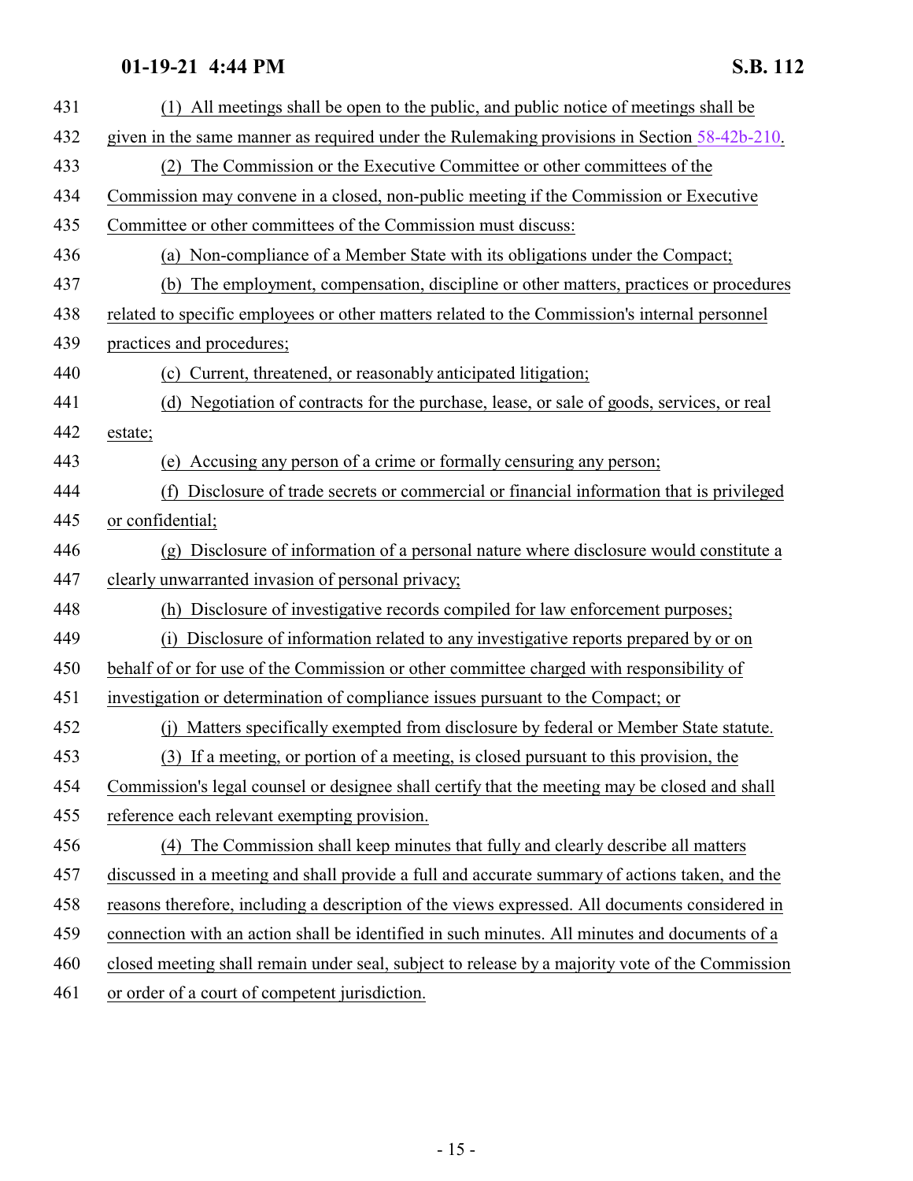(1) All meetings shall be open to the public, and public notice of meetings shall be given in the same manner as required under the Rulemaking provisions in Section 58-42b-210.

(2) The Commission or the Executive Committee or other committees of the Commission may convene in a closed, non-public meeting if the Commission or Executive Committee or other committees of the Commission must discuss:

(a) Non-compliance of a Member State with its obligations under the Compact;

(b) The employment, compensation, discipline or other matters, practices or procedures related to specific employees or other matters related to the Commission's internal personnel practices and procedures;

(c) Current, threatened, or reasonably anticipated litigation;

(d) Negotiation of contracts for the purchase, lease, or sale of goods, services, or real estate;

(e) Accusing any person of a crime or formally censuring any person;

(f) Disclosure of trade secrets or commercial or financial information that is privileged or confidential;

(g) Disclosure of information of a personal nature where disclosure would constitute a clearly unwarranted invasion of personal privacy;

(h) Disclosure of investigative records compiled for law enforcement purposes;

(i) Disclosure of information related to any investigative reports prepared by or on behalf of or for use of the Commission or other committee charged with responsibility of investigation or determination of compliance issues pursuant to the Compact; or

(j) Matters specifically exempted from disclosure by federal or Member State statute.

(3) If a meeting, or portion of a meeting, is closed pursuant to this provision, the Commission's legal counsel or designee shall certify that the meeting may be closed and shall reference each relevant exempting provision.

(4) The Commission shall keep minutes that fully and clearly describe all matters discussed in a meeting and shall provide a full and accurate summary of actions taken, and the reasons therefore, including a description of the views expressed. All documents considered in connection with an action shall be identified in such minutes. All minutes and documents of a closed meeting shall remain under seal, subject to release by a majority vote of the Commission or order of a court of competent jurisdiction.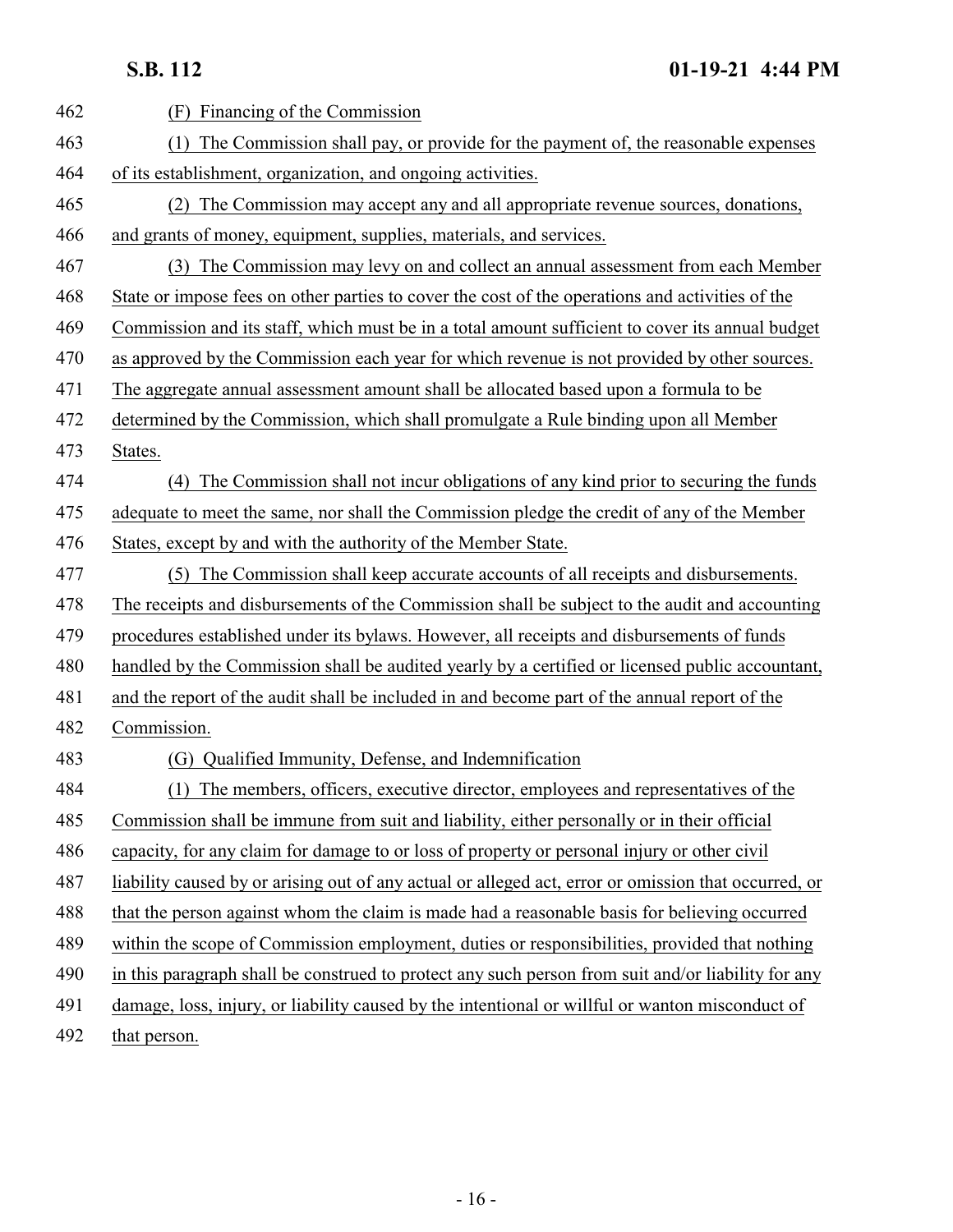(F) Financing of the Commission

(1) The Commission shall pay, or provide for the payment of, the reasonable expenses of its establishment, organization, and ongoing activities.

(2) The Commission may accept any and all appropriate revenue sources, donations, and grants of money, equipment, supplies, materials, and services.

(3) The Commission may levy on and collect an annual assessment from each Member State or impose fees on other parties to cover the cost of the operations and activities of the Commission and its staff, which must be in a total amount sufficient to cover its annual budget as approved by the Commission each year for which revenue is not provided by other sources. The aggregate annual assessment amount shall be allocated based upon a formula to be determined by the Commission, which shall promulgate a Rule binding upon all Member States.

(4) The Commission shall not incur obligations of any kind prior to securing the funds adequate to meet the same, nor shall the Commission pledge the credit of any of the Member States, except by and with the authority of the Member State.

(5) The Commission shall keep accurate accounts of all receipts and disbursements. The receipts and disbursements of the Commission shall be subject to the audit and accounting procedures established under its bylaws. However, all receipts and disbursements of funds handled by the Commission shall be audited yearly by a certified or licensed public accountant, and the report of the audit shall be included in and become part of the annual report of the Commission.

(G) Qualified Immunity, Defense, and Indemnification

(1) The members, officers, executive director, employees and representatives of the Commission shall be immune from suit and liability, either personally or in their official capacity, for any claim for damage to or loss of property or personal injury or other civil liability caused by or arising out of any actual or alleged act, error or omission that occurred, or that the person against whom the claim is made had a reasonable basis for believing occurred within the scope of Commission employment, duties or responsibilities, provided that nothing in this paragraph shall be construed to protect any such person from suit and/or liability for any damage, loss, injury, or liability caused by the intentional or willful or wanton misconduct of that person.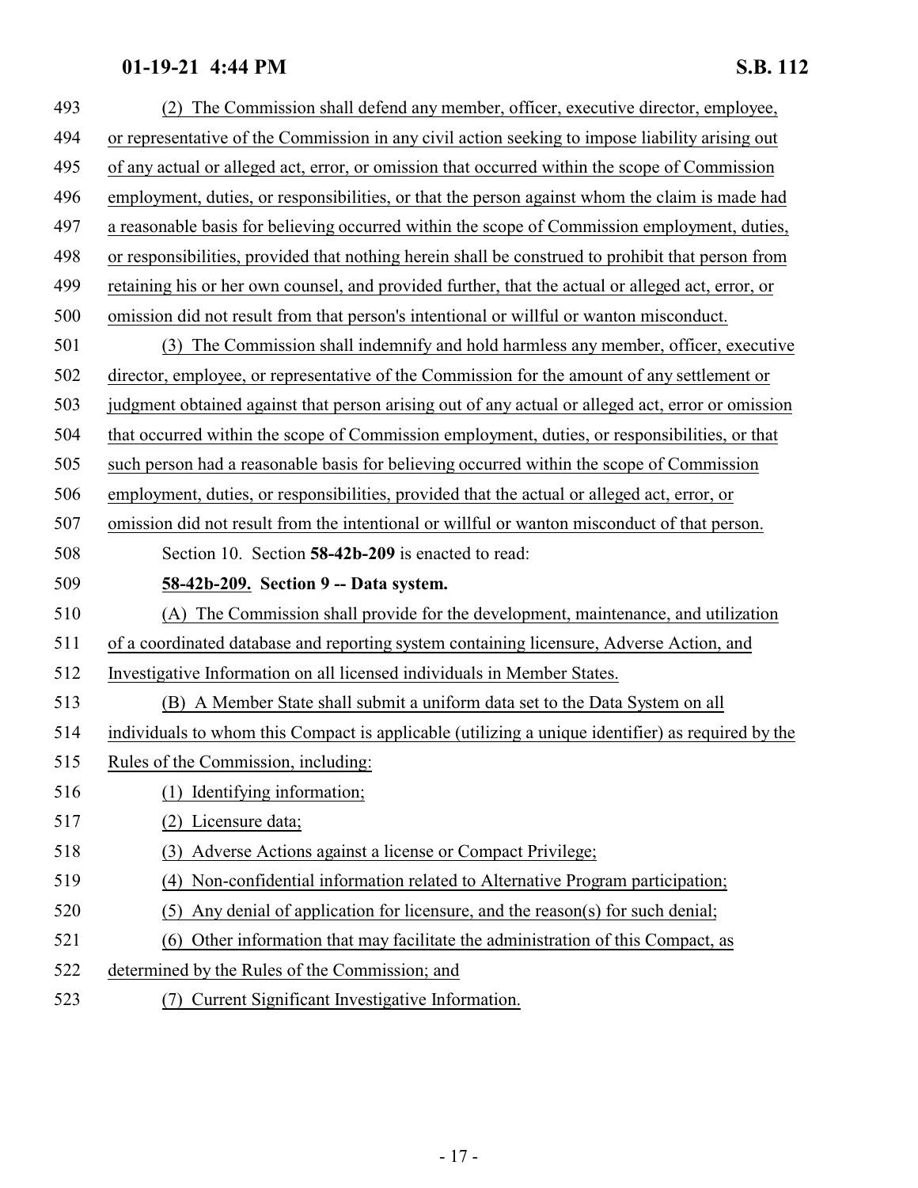(2) The Commission shall defend any member, officer, executive director, employee, or representative of the Commission in any civil action seeking to impose liability arising out of any actual or alleged act, error, or omission that occurred within the scope of Commission employment, duties, or responsibilities, or that the person against whom the claim is made had a reasonable basis for believing occurred within the scope of Commission employment, duties, or responsibilities, provided that nothing herein shall be construed to prohibit that person from retaining his or her own counsel, and provided further, that the actual or alleged act, error, or omission did not result from that person's intentional or willful or wanton misconduct.

(3) The Commission shall indemnify and hold harmless any member, officer, executive director, employee, or representative of the Commission for the amount of any settlement or judgment obtained against that person arising out of any actual or alleged act, error or omission that occurred within the scope of Commission employment, duties, or responsibilities, or that such person had a reasonable basis for believing occurred within the scope of Commission employment, duties, or responsibilities, provided that the actual or alleged act, error, or omission did not result from the intentional or willful or wanton misconduct of that person.

Section 10. Section **58-42b-209** is enacted to read:

**58-42b-209. Section 9 -- Data system.**

(A) The Commission shall provide for the development, maintenance, and utilization of a coordinated database and reporting system containing licensure, Adverse Action, and Investigative Information on all licensed individuals in Member States.

(B) A Member State shall submit a uniform data set to the Data System on all individuals to whom this Compact is applicable (utilizing a unique identifier) as required by the Rules of the Commission, including:

(1) Identifying information;

(2) Licensure data;

(3) Adverse Actions against a license or Compact Privilege;

(4) Non-confidential information related to Alternative Program participation;

(5) Any denial of application for licensure, and the reason(s) for such denial;

(6) Other information that may facilitate the administration of this Compact, as determined by the Rules of the Commission; and

(7) Current Significant Investigative Information.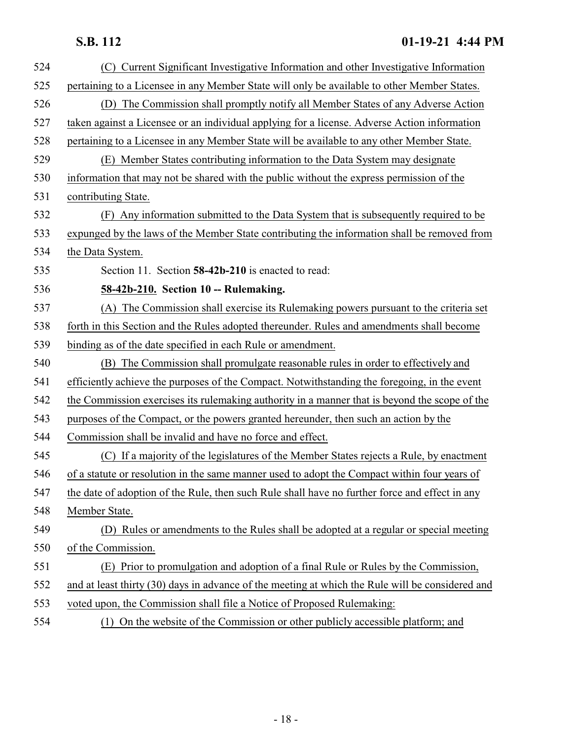(C) Current Significant Investigative Information and other Investigative Information pertaining to a Licensee in any Member State will only be available to other Member States.

(D) The Commission shall promptly notify all Member States of any Adverse Action taken against a Licensee or an individual applying for a license. Adverse Action information pertaining to a Licensee in any Member State will be available to any other Member State.

(E) Member States contributing information to the Data System may designate information that may not be shared with the public without the express permission of the contributing State.

(F) Any information submitted to the Data System that is subsequently required to be expunged by the laws of the Member State contributing the information shall be removed from the Data System.

Section 11. Section **58-42b-210** is enacted to read:

**58-42b-210. Section 10 -- Rulemaking.**

(A) The Commission shall exercise its Rulemaking powers pursuant to the criteria set forth in this Section and the Rules adopted thereunder. Rules and amendments shall become binding as of the date specified in each Rule or amendment.

(B) The Commission shall promulgate reasonable rules in order to effectively and efficiently achieve the purposes of the Compact. Notwithstanding the foregoing, in the event the Commission exercises its rulemaking authority in a manner that is beyond the scope of the purposes of the Compact, or the powers granted hereunder, then such an action by the Commission shall be invalid and have no force and effect.

(C) If a majority of the legislatures of the Member States rejects a Rule, by enactment of a statute or resolution in the same manner used to adopt the Compact within four years of the date of adoption of the Rule, then such Rule shall have no further force and effect in any Member State.

(D) Rules or amendments to the Rules shall be adopted at a regular or special meeting of the Commission.

(E) Prior to promulgation and adoption of a final Rule or Rules by the Commission, and at least thirty (30) days in advance of the meeting at which the Rule will be considered and voted upon, the Commission shall file a Notice of Proposed Rulemaking:

(1) On the website of the Commission or other publicly accessible platform; and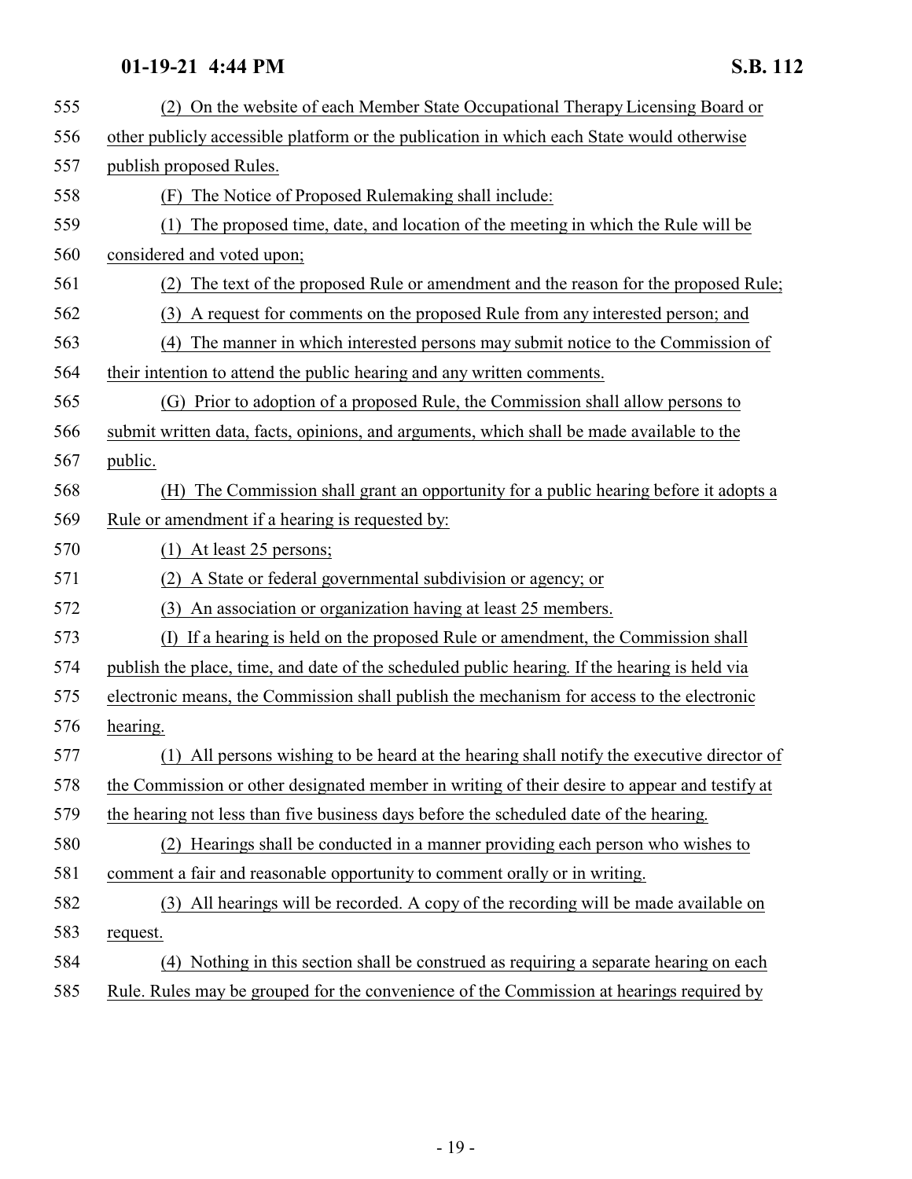(2) On the website of each Member State Occupational Therapy Licensing Board or other publicly accessible platform or the publication in which each State would otherwise publish proposed Rules.

(F) The Notice of Proposed Rulemaking shall include:

(1) The proposed time, date, and location of the meeting in which the Rule will be considered and voted upon;

(2) The text of the proposed Rule or amendment and the reason for the proposed Rule;

(3) A request for comments on the proposed Rule from any interested person; and

(4) The manner in which interested persons may submit notice to the Commission of their intention to attend the public hearing and any written comments.

(G) Prior to adoption of a proposed Rule, the Commission shall allow persons to submit written data, facts, opinions, and arguments, which shall be made available to the public.

(H) The Commission shall grant an opportunity for a public hearing before it adopts a Rule or amendment if a hearing is requested by:

(1) At least 25 persons;

(2) A State or federal governmental subdivision or agency; or

(3) An association or organization having at least 25 members.

(I) If a hearing is held on the proposed Rule or amendment, the Commission shall publish the place, time, and date of the scheduled public hearing. If the hearing is held via electronic means, the Commission shall publish the mechanism for access to the electronic hearing.

(1) All persons wishing to be heard at the hearing shall notify the executive director of the Commission or other designated member in writing of their desire to appear and testify at the hearing not less than five business days before the scheduled date of the hearing.

(2) Hearings shall be conducted in a manner providing each person who wishes to comment a fair and reasonable opportunity to comment orally or in writing.

(3) All hearings will be recorded. A copy of the recording will be made available on request.

(4) Nothing in this section shall be construed as requiring a separate hearing on each Rule. Rules may be grouped for the convenience of the Commission at hearings required by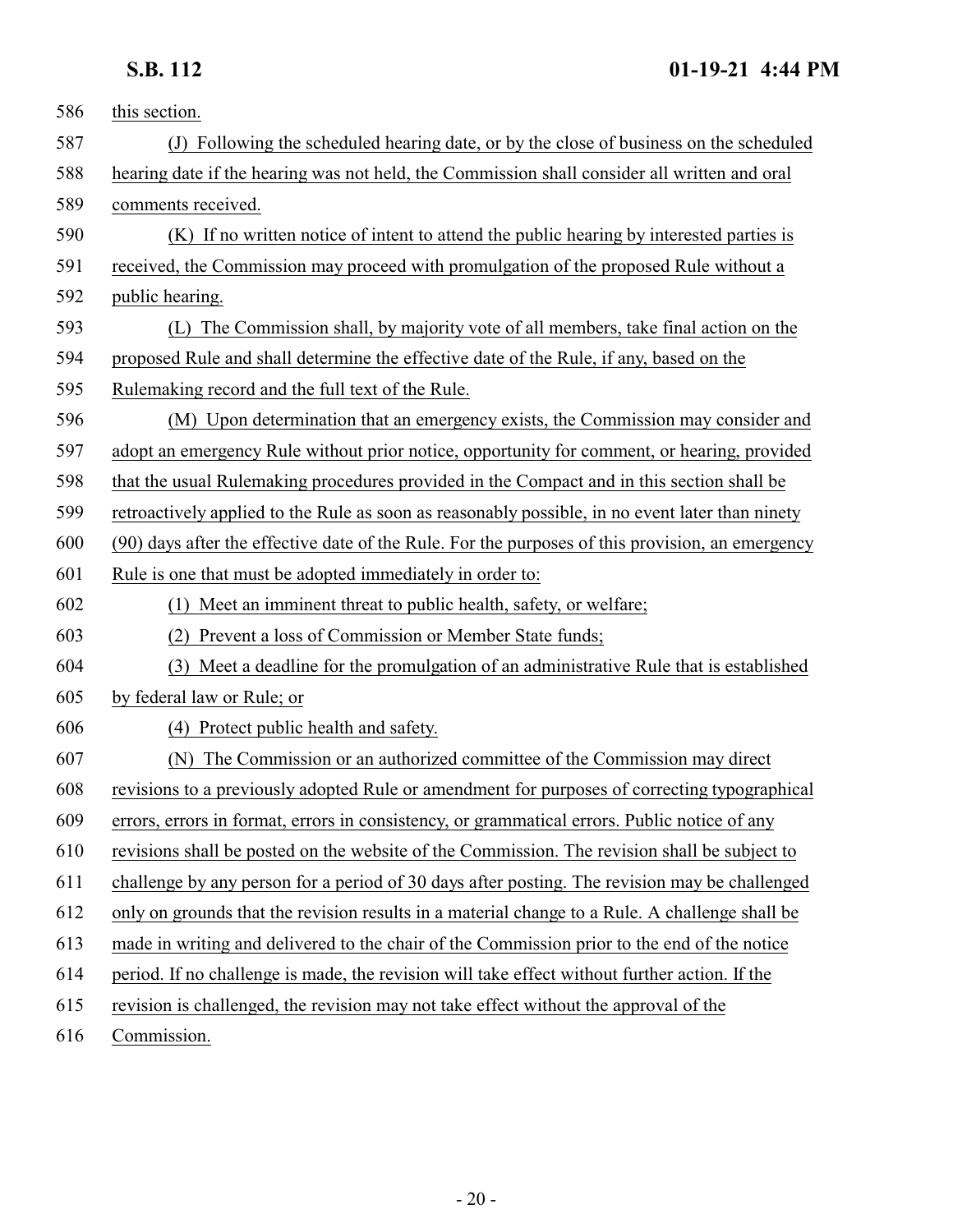this section.

(J) Following the scheduled hearing date, or by the close of business on the scheduled hearing date if the hearing was not held, the Commission shall consider all written and oral comments received.

(K) If no written notice of intent to attend the public hearing by interested parties is received, the Commission may proceed with promulgation of the proposed Rule without a public hearing.

(L) The Commission shall, by majority vote of all members, take final action on the proposed Rule and shall determine the effective date of the Rule, if any, based on the Rulemaking record and the full text of the Rule.

(M) Upon determination that an emergency exists, the Commission may consider and adopt an emergency Rule without prior notice, opportunity for comment, or hearing, provided that the usual Rulemaking procedures provided in the Compact and in this section shall be retroactively applied to the Rule as soon as reasonably possible, in no event later than ninety (90) days after the effective date of the Rule. For the purposes of this provision, an emergency Rule is one that must be adopted immediately in order to:

(1) Meet an imminent threat to public health, safety, or welfare;

(2) Prevent a loss of Commission or Member State funds;

(3) Meet a deadline for the promulgation of an administrative Rule that is established by federal law or Rule; or

(4) Protect public health and safety.

(N) The Commission or an authorized committee of the Commission may direct revisions to a previously adopted Rule or amendment for purposes of correcting typographical errors, errors in format, errors in consistency, or grammatical errors. Public notice of any revisions shall be posted on the website of the Commission. The revision shall be subject to challenge by any person for a period of 30 days after posting. The revision may be challenged only on grounds that the revision results in a material change to a Rule. A challenge shall be made in writing and delivered to the chair of the Commission prior to the end of the notice period. If no challenge is made, the revision will take effect without further action. If the revision is challenged, the revision may not take effect without the approval of the Commission.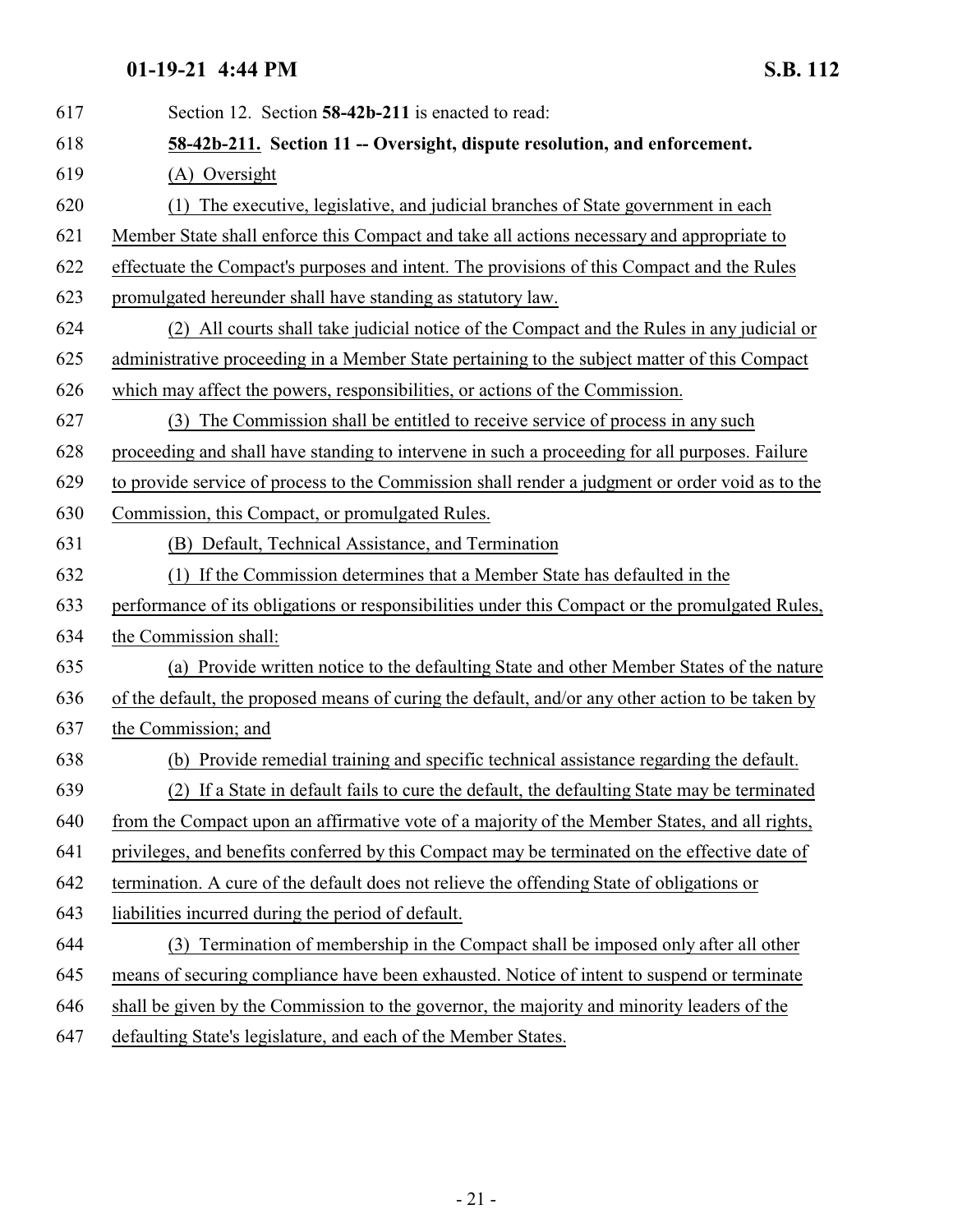Section 12. Section **58-42b-211** is enacted to read:

**58-42b-211. Section 11 -- Oversight, dispute resolution, and enforcement.**

(A) Oversight

(1) The executive, legislative, and judicial branches of State government in each Member State shall enforce this Compact and take all actions necessary and appropriate to effectuate the Compact's purposes and intent. The provisions of this Compact and the Rules promulgated hereunder shall have standing as statutory law.

(2) All courts shall take judicial notice of the Compact and the Rules in any judicial or administrative proceeding in a Member State pertaining to the subject matter of this Compact which may affect the powers, responsibilities, or actions of the Commission.

(3) The Commission shall be entitled to receive service of process in any such proceeding and shall have standing to intervene in such a proceeding for all purposes. Failure to provide service of process to the Commission shall render a judgment or order void as to the Commission, this Compact, or promulgated Rules.

(B) Default, Technical Assistance, and Termination

(1) If the Commission determines that a Member State has defaulted in the performance of its obligations or responsibilities under this Compact or the promulgated Rules, the Commission shall:

(a) Provide written notice to the defaulting State and other Member States of the nature of the default, the proposed means of curing the default, and/or any other action to be taken by the Commission; and

(b) Provide remedial training and specific technical assistance regarding the default.

(2) If a State in default fails to cure the default, the defaulting State may be terminated from the Compact upon an affirmative vote of a majority of the Member States, and all rights, privileges, and benefits conferred by this Compact may be terminated on the effective date of termination. A cure of the default does not relieve the offending State of obligations or liabilities incurred during the period of default.

(3) Termination of membership in the Compact shall be imposed only after all other means of securing compliance have been exhausted. Notice of intent to suspend or terminate shall be given by the Commission to the governor, the majority and minority leaders of the defaulting State's legislature, and each of the Member States.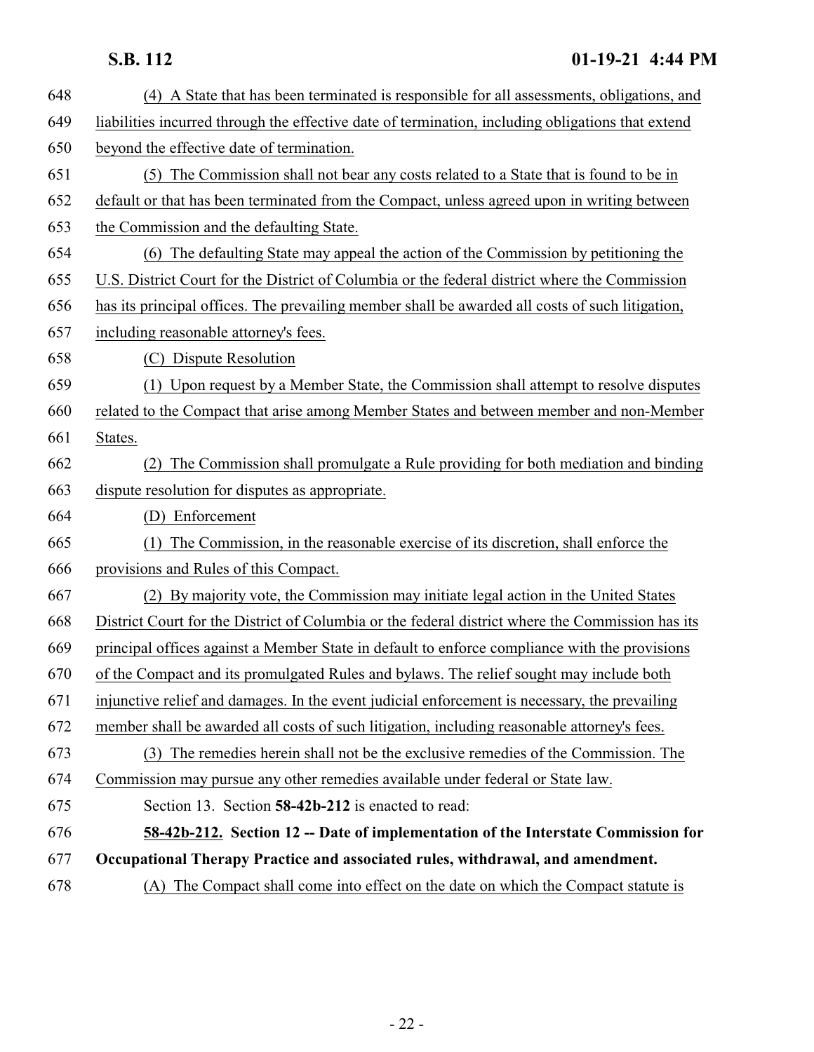(4) A State that has been terminated is responsible for all assessments, obligations, and liabilities incurred through the effective date of termination, including obligations that extend beyond the effective date of termination.

(5) The Commission shall not bear any costs related to a State that is found to be in default or that has been terminated from the Compact, unless agreed upon in writing between the Commission and the defaulting State.

(6) The defaulting State may appeal the action of the Commission by petitioning the U.S. District Court for the District of Columbia or the federal district where the Commission has its principal offices. The prevailing member shall be awarded all costs of such litigation, including reasonable attorney's fees.

(C) Dispute Resolution

(1) Upon request by a Member State, the Commission shall attempt to resolve disputes related to the Compact that arise among Member States and between member and non-Member States.

(2) The Commission shall promulgate a Rule providing for both mediation and binding dispute resolution for disputes as appropriate.

(D) Enforcement

(1) The Commission, in the reasonable exercise of its discretion, shall enforce the provisions and Rules of this Compact.

(2) By majority vote, the Commission may initiate legal action in the United States District Court for the District of Columbia or the federal district where the Commission has its principal offices against a Member State in default to enforce compliance with the provisions of the Compact and its promulgated Rules and bylaws. The relief sought may include both injunctive relief and damages. In the event judicial enforcement is necessary, the prevailing member shall be awarded all costs of such litigation, including reasonable attorney's fees.

(3) The remedies herein shall not be the exclusive remedies of the Commission. The Commission may pursue any other remedies available under federal or State law.

Section 13. Section **58-42b-212** is enacted to read:

**58-42b-212. Section 12 -- Date of implementation of the Interstate Commission for Occupational Therapy Practice and associated rules, withdrawal, and amendment.**

(A) The Compact shall come into effect on the date on which the Compact statute is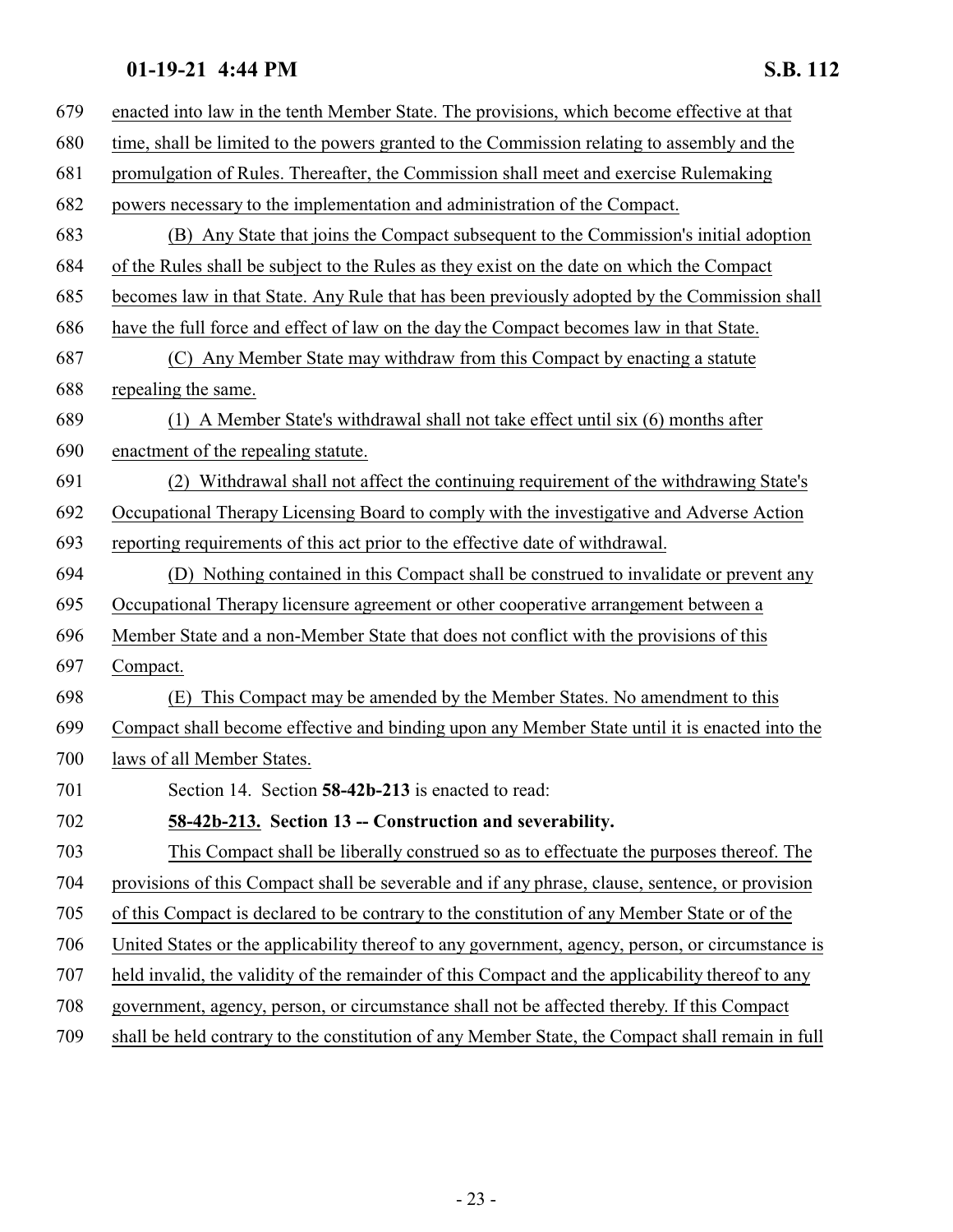enacted into law in the tenth Member State. The provisions, which become effective at that time, shall be limited to the powers granted to the Commission relating to assembly and the promulgation of Rules. Thereafter, the Commission shall meet and exercise Rulemaking powers necessary to the implementation and administration of the Compact.

(B) Any State that joins the Compact subsequent to the Commission's initial adoption of the Rules shall be subject to the Rules as they exist on the date on which the Compact becomes law in that State. Any Rule that has been previously adopted by the Commission shall have the full force and effect of law on the day the Compact becomes law in that State.

(C) Any Member State may withdraw from this Compact by enacting a statute repealing the same.

(1) A Member State's withdrawal shall not take effect until six (6) months after enactment of the repealing statute.

(2) Withdrawal shall not affect the continuing requirement of the withdrawing State's Occupational Therapy Licensing Board to comply with the investigative and Adverse Action reporting requirements of this act prior to the effective date of withdrawal.

(D) Nothing contained in this Compact shall be construed to invalidate or prevent any Occupational Therapy licensure agreement or other cooperative arrangement between a Member State and a non-Member State that does not conflict with the provisions of this Compact.

(E) This Compact may be amended by the Member States. No amendment to this Compact shall become effective and binding upon any Member State until it is enacted into the laws of all Member States.

Section 14. Section **58-42b-213** is enacted to read:

**58-42b-213. Section 13 -- Construction and severability.**

This Compact shall be liberally construed so as to effectuate the purposes thereof. The provisions of this Compact shall be severable and if any phrase, clause, sentence, or provision of this Compact is declared to be contrary to the constitution of any Member State or of the United States or the applicability thereof to any government, agency, person, or circumstance is held invalid, the validity of the remainder of this Compact and the applicability thereof to any government, agency, person, or circumstance shall not be affected thereby. If this Compact shall be held contrary to the constitution of any Member State, the Compact shall remain in full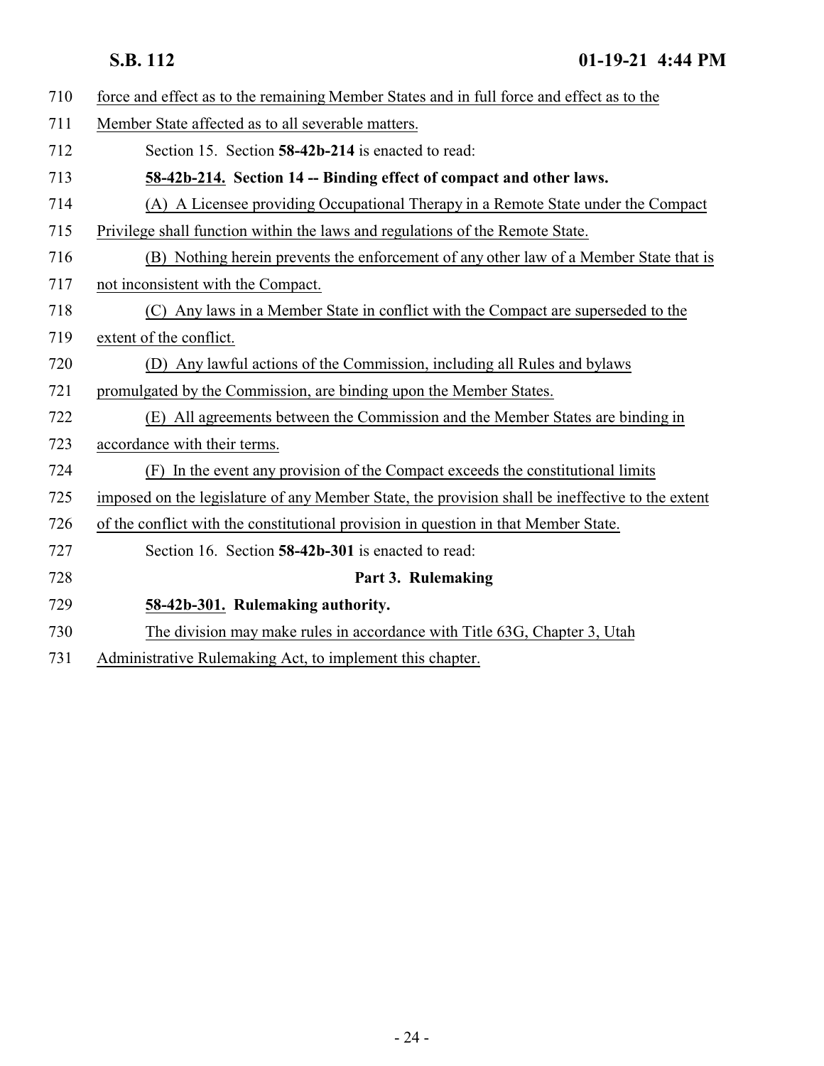force and effect as to the remaining Member States and in full force and effect as to the Member State affected as to all severable matters.

Section 15. Section **58-42b-214** is enacted to read:

**58-42b-214. Section 14 -- Binding effect of compact and other laws.**

(A) A Licensee providing Occupational Therapy in a Remote State under the Compact Privilege shall function within the laws and regulations of the Remote State.

(B) Nothing herein prevents the enforcement of any other law of a Member State that is not inconsistent with the Compact.

(C) Any laws in a Member State in conflict with the Compact are superseded to the extent of the conflict.

(D) Any lawful actions of the Commission, including all Rules and bylaws promulgated by the Commission, are binding upon the Member States.

(E) All agreements between the Commission and the Member States are binding in accordance with their terms.

(F) In the event any provision of the Compact exceeds the constitutional limits imposed on the legislature of any Member State, the provision shall be ineffective to the extent of the conflict with the constitutional provision in question in that Member State.

Section 16. Section **58-42b-301** is enacted to read:

## Part 3. Rulemaking

**58-42b-301. Rulemaking authority.**

The division may make rules in accordance with Title 63G, Chapter 3, Utah Administrative Rulemaking Act, to implement this chapter.